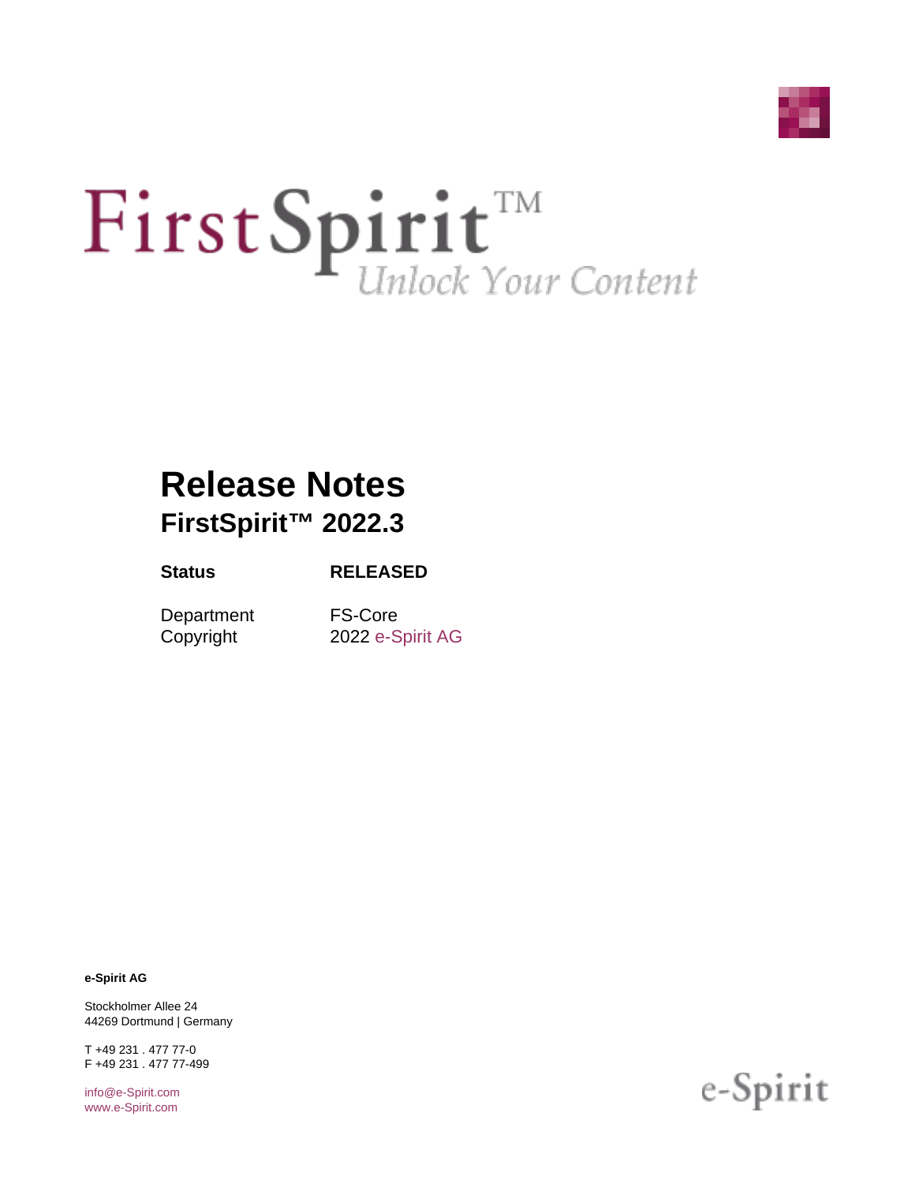# FirstSpirit™

*Unlock Your Content*

# Release Notes

## FirstSpirit™ 2022.3

| **Status** | **RELEASED** |
| --- | --- |
| Department | FS-Core |
| Copyright | 2022 e-Spirit AG |

**e-Spirit AG**

Stockholmer Allee 24
44269 Dortmund | Germany

T +49 231 . 477 77-0
F +49 231 . 477 77-499

info@e-Spirit.com
www.e-Spirit.com

e-Spirit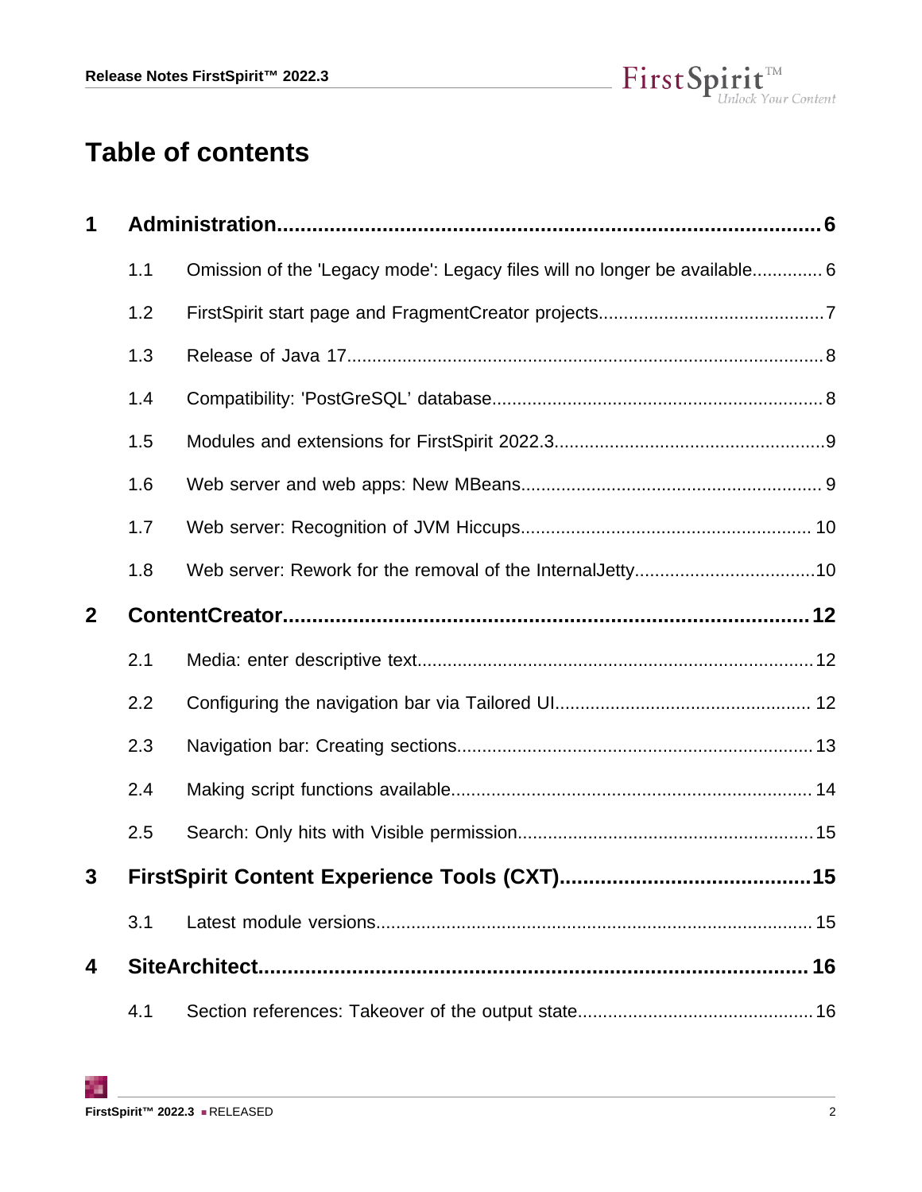# Table of contents

**1 Administration......6**

- 1.1 Omission of the 'Legacy mode': Legacy files will no longer be available......6
- 1.2 FirstSpirit start page and FragmentCreator projects......7
- 1.3 Release of Java 17......8
- 1.4 Compatibility: 'PostGreSQL' database......8
- 1.5 Modules and extensions for FirstSpirit 2022.3......9
- 1.6 Web server and web apps: New MBeans......9
- 1.7 Web server: Recognition of JVM Hiccups......10
- 1.8 Web server: Rework for the removal of the InternalJetty......10

**2 ContentCreator......12**

- 2.1 Media: enter descriptive text......12
- 2.2 Configuring the navigation bar via Tailored UI......12
- 2.3 Navigation bar: Creating sections......13
- 2.4 Making script functions available......14
- 2.5 Search: Only hits with Visible permission......15

**3 FirstSpirit Content Experience Tools (CXT)......15**

- 3.1 Latest module versions......15

**4 SiteArchitect......16**

- 4.1 Section references: Takeover of the output state......16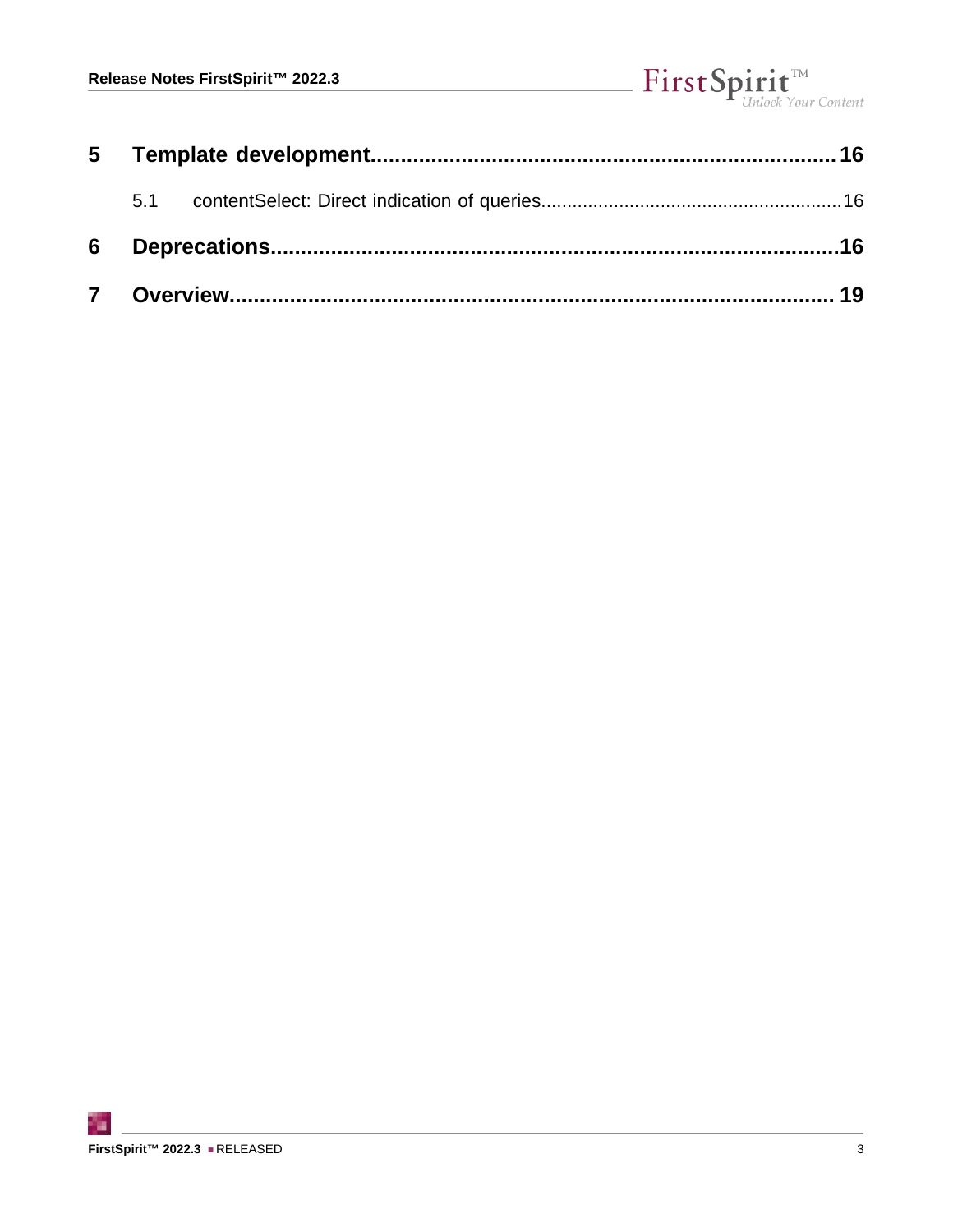5 Template development.......................................................................... 16

5.1 contentSelect: Direct indication of queries........................................................ 16

6 Deprecations.......................................................................................... 16

7 Overview............................................................................................... 19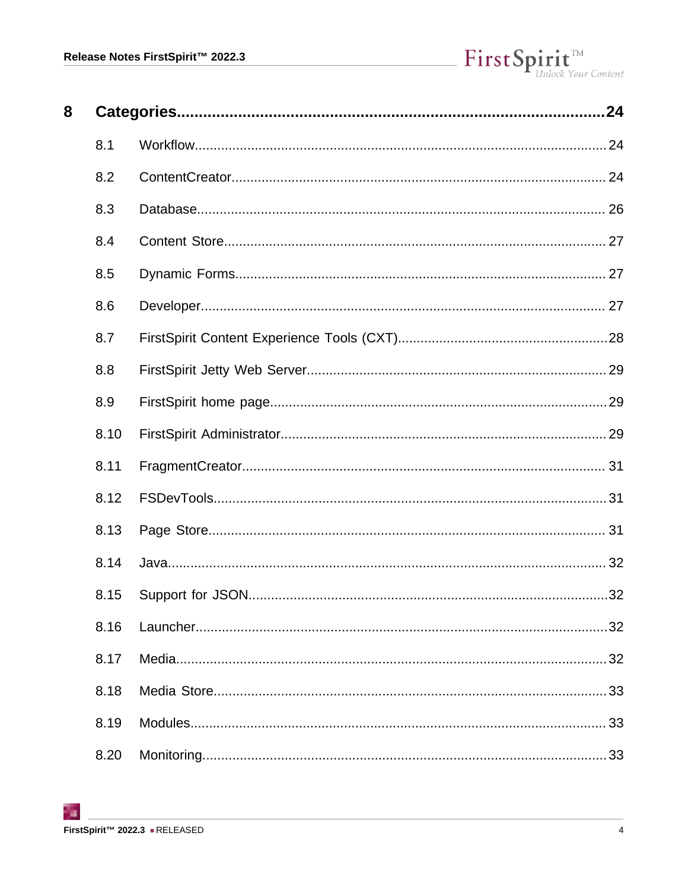**8 Categories.....24**

- 8.1 Workflow.....24
- 8.2 ContentCreator.....24
- 8.3 Database.....26
- 8.4 Content Store.....27
- 8.5 Dynamic Forms.....27
- 8.6 Developer.....27
- 8.7 FirstSpirit Content Experience Tools (CXT).....28
- 8.8 FirstSpirit Jetty Web Server.....29
- 8.9 FirstSpirit home page.....29
- 8.10 FirstSpirit Administrator.....29
- 8.11 FragmentCreator.....31
- 8.12 FSDevTools.....31
- 8.13 Page Store.....31
- 8.14 Java.....32
- 8.15 Support for JSON.....32
- 8.16 Launcher.....32
- 8.17 Media.....32
- 8.18 Media Store.....33
- 8.19 Modules.....33
- 8.20 Monitoring.....33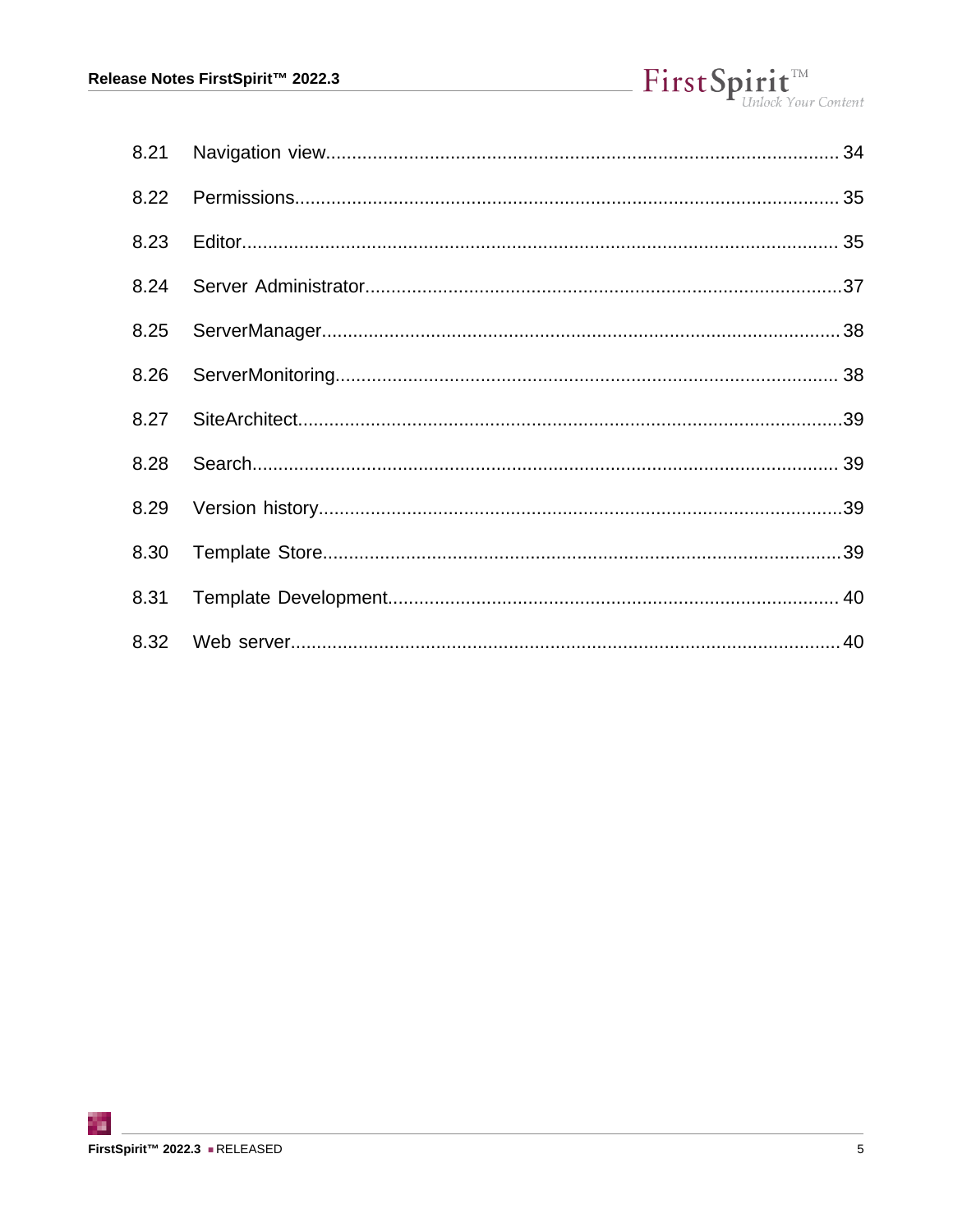8.21 Navigation view........................................................................................................ 34

8.22 Permissions................................................................................................................ 35

8.23 Editor........................................................................................................................... 35

8.24 Server Administrator.................................................................................................37

8.25 ServerManager...........................................................................................................38

8.26 ServerMonitoring........................................................................................................ 38

8.27 SiteArchitect...............................................................................................................39

8.28 Search......................................................................................................................... 39

8.29 Version history............................................................................................................39

8.30 Template Store...........................................................................................................39

8.31 Template Development............................................................................................. 40

8.32 Web server.................................................................................................................40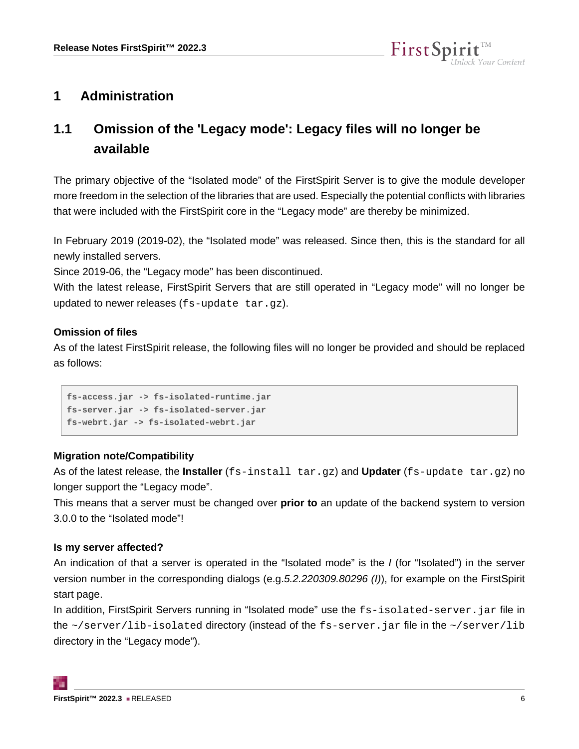# 1 Administration

## 1.1 Omission of the 'Legacy mode': Legacy files will no longer be available

The primary objective of the “Isolated mode” of the FirstSpirit Server is to give the module developer more freedom in the selection of the libraries that are used. Especially the potential conflicts with libraries that were included with the FirstSpirit core in the “Legacy mode” are thereby be minimized.

In February 2019 (2019-02), the “Isolated mode” was released. Since then, this is the standard for all newly installed servers.
Since 2019-06, the “Legacy mode” has been discontinued.
With the latest release, FirstSpirit Servers that are still operated in “Legacy mode” will no longer be updated to newer releases (`fs-update tar.gz`).

**Omission of files**

As of the latest FirstSpirit release, the following files will no longer be provided and should be replaced as follows:

```
fs-access.jar -> fs-isolated-runtime.jar
fs-server.jar -> fs-isolated-server.jar
fs-webrt.jar -> fs-isolated-webrt.jar
```

**Migration note/Compatibility**

As of the latest release, the **Installer** (`fs-install tar.gz`) and **Updater** (`fs-update tar.gz`) no longer support the “Legacy mode”.
This means that a server must be changed over **prior to** an update of the backend system to version 3.0.0 to the “Isolated mode”!

**Is my server affected?**

An indication of that a server is operated in the “Isolated mode” is the *I* (for “Isolated”) in the server version number in the corresponding dialogs (e.g.*5.2.220309.80296 (I)*), for example on the FirstSpirit start page.
In addition, FirstSpirit Servers running in “Isolated mode” use the `fs-isolated-server.jar` file in the `~/server/lib-isolated` directory (instead of the `fs-server.jar` file in the `~/server/lib` directory in the “Legacy mode”).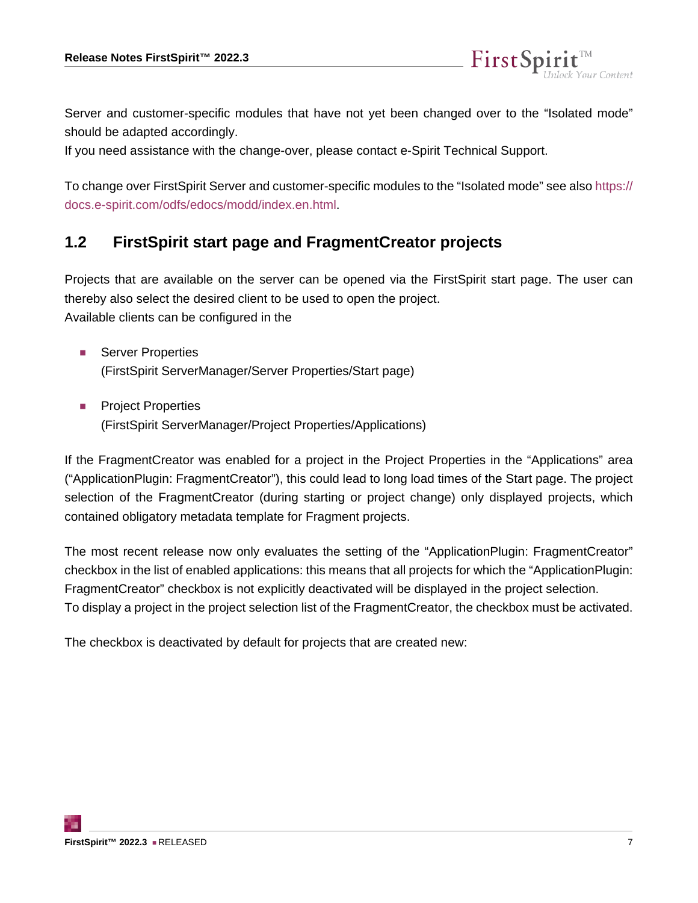Server and customer-specific modules that have not yet been changed over to the "Isolated mode" should be adapted accordingly.
If you need assistance with the change-over, please contact e-Spirit Technical Support.

To change over FirstSpirit Server and customer-specific modules to the "Isolated mode" see also https://docs.e-spirit.com/odfs/edocs/modd/index.en.html.

## 1.2 FirstSpirit start page and FragmentCreator projects

Projects that are available on the server can be opened via the FirstSpirit start page. The user can thereby also select the desired client to be used to open the project.
Available clients can be configured in the

- Server Properties
  (FirstSpirit ServerManager/Server Properties/Start page)

- Project Properties
  (FirstSpirit ServerManager/Project Properties/Applications)

If the FragmentCreator was enabled for a project in the Project Properties in the "Applications" area ("ApplicationPlugin: FragmentCreator"), this could lead to long load times of the Start page. The project selection of the FragmentCreator (during starting or project change) only displayed projects, which contained obligatory metadata template for Fragment projects.

The most recent release now only evaluates the setting of the "ApplicationPlugin: FragmentCreator" checkbox in the list of enabled applications: this means that all projects for which the "ApplicationPlugin: FragmentCreator" checkbox is not explicitly deactivated will be displayed in the project selection.
To display a project in the project selection list of the FragmentCreator, the checkbox must be activated.

The checkbox is deactivated by default for projects that are created new: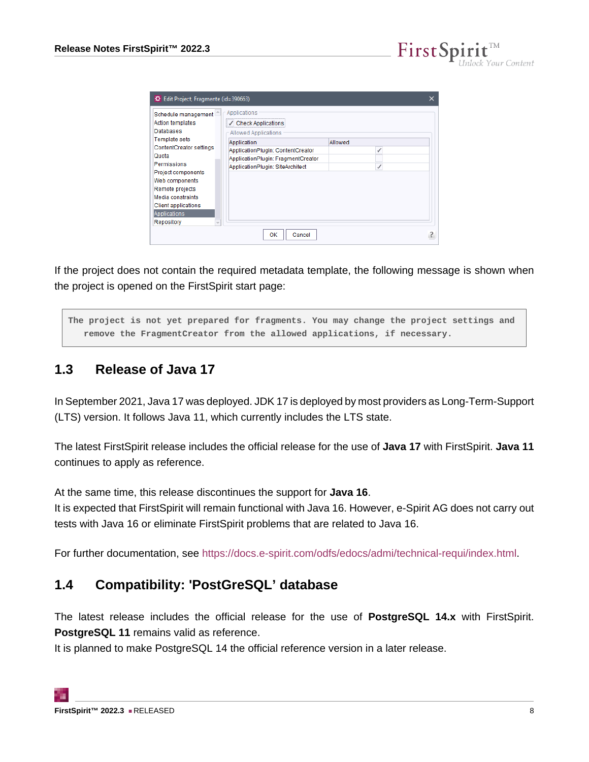If the project does not contain the required metadata template, the following message is shown when the project is opened on the FirstSpirit start page:

```
The project is not yet prepared for fragments. You may change the project settings and
   remove the FragmentCreator from the allowed applications, if necessary.
```

## 1.3 Release of Java 17

In September 2021, Java 17 was deployed. JDK 17 is deployed by most providers as Long-Term-Support (LTS) version. It follows Java 11, which currently includes the LTS state.

The latest FirstSpirit release includes the official release for the use of **Java 17** with FirstSpirit. **Java 11** continues to apply as reference.

At the same time, this release discontinues the support for **Java 16**.
It is expected that FirstSpirit will remain functional with Java 16. However, e-Spirit AG does not carry out tests with Java 16 or eliminate FirstSpirit problems that are related to Java 16.

For further documentation, see https://docs.e-spirit.com/odfs/edocs/admi/technical-requi/index.html.

## 1.4 Compatibility: 'PostGreSQL' database

The latest release includes the official release for the use of **PostgreSQL 14.x** with FirstSpirit. **PostgreSQL 11** remains valid as reference.
It is planned to make PostgreSQL 14 the official reference version in a later release.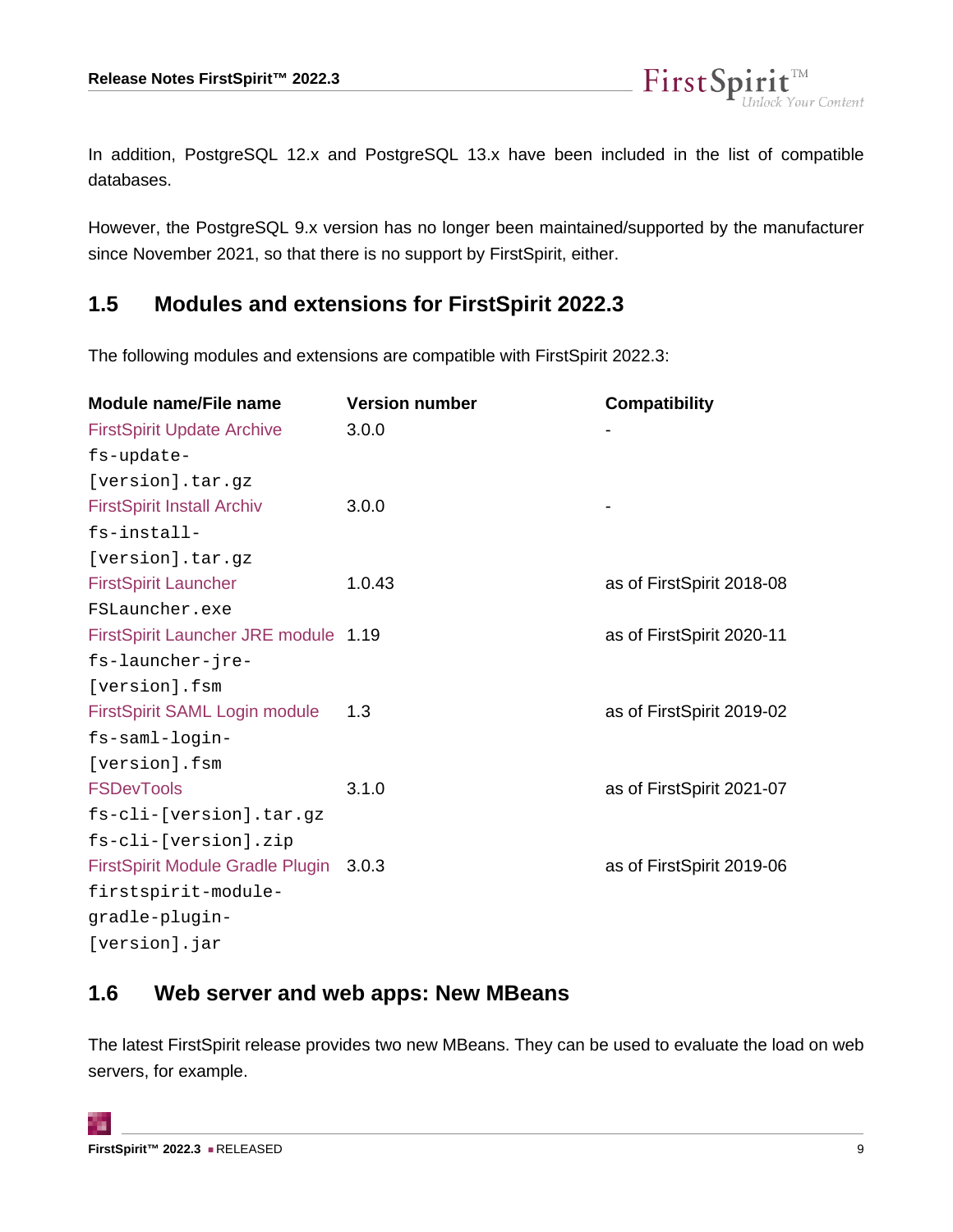In addition, PostgreSQL 12.x and PostgreSQL 13.x have been included in the list of compatible databases.

However, the PostgreSQL 9.x version has no longer been maintained/supported by the manufacturer since November 2021, so that there is no support by FirstSpirit, either.

## 1.5 Modules and extensions for FirstSpirit 2022.3

The following modules and extensions are compatible with FirstSpirit 2022.3:

| Module name/File name | Version number | Compatibility |
|---|---|---|
| FirstSpirit Update Archive `fs-update-[version].tar.gz` | 3.0.0 | - |
| FirstSpirit Install Archiv `fs-install-[version].tar.gz` | 3.0.0 | - |
| FirstSpirit Launcher `FSLauncher.exe` | 1.0.43 | as of FirstSpirit 2018-08 |
| FirstSpirit Launcher JRE module `fs-launcher-jre-[version].fsm` | 1.19 | as of FirstSpirit 2020-11 |
| FirstSpirit SAML Login module `fs-saml-login-[version].fsm` | 1.3 | as of FirstSpirit 2019-02 |
| FSDevTools `fs-cli-[version].tar.gz` `fs-cli-[version].zip` | 3.1.0 | as of FirstSpirit 2021-07 |
| FirstSpirit Module Gradle Plugin `firstspirit-module-gradle-plugin-[version].jar` | 3.0.3 | as of FirstSpirit 2019-06 |

## 1.6 Web server and web apps: New MBeans

The latest FirstSpirit release provides two new MBeans. They can be used to evaluate the load on web servers, for example.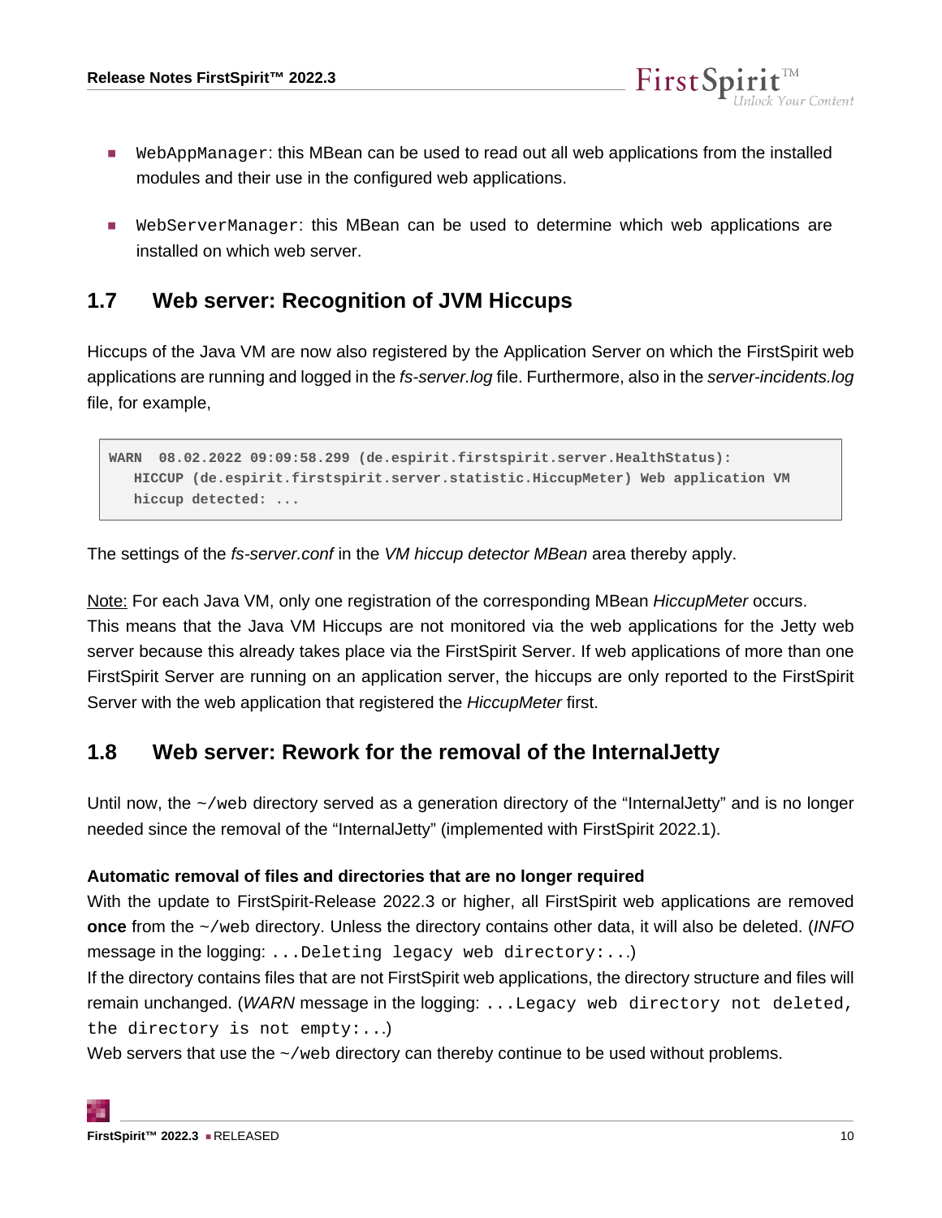- `WebAppManager`: this MBean can be used to read out all web applications from the installed modules and their use in the configured web applications.

- `WebServerManager`: this MBean can be used to determine which web applications are installed on which web server.

## 1.7 Web server: Recognition of JVM Hiccups

Hiccups of the Java VM are now also registered by the Application Server on which the FirstSpirit web applications are running and logged in the *fs-server.log* file. Furthermore, also in the *server-incidents.log* file, for example,

```
WARN  08.02.2022 09:09:58.299 (de.espirit.firstspirit.server.HealthStatus):
   HICCUP (de.espirit.firstspirit.server.statistic.HiccupMeter) Web application VM
   hiccup detected: ...
```

The settings of the *fs-server.conf* in the *VM hiccup detector MBean* area thereby apply.

Note: For each Java VM, only one registration of the corresponding MBean *HiccupMeter* occurs. This means that the Java VM Hiccups are not monitored via the web applications for the Jetty web server because this already takes place via the FirstSpirit Server. If web applications of more than one FirstSpirit Server are running on an application server, the hiccups are only reported to the FirstSpirit Server with the web application that registered the *HiccupMeter* first.

## 1.8 Web server: Rework for the removal of the InternalJetty

Until now, the `~/web` directory served as a generation directory of the “InternalJetty” and is no longer needed since the removal of the “InternalJetty” (implemented with FirstSpirit 2022.1).

**Automatic removal of files and directories that are no longer required**

With the update to FirstSpirit-Release 2022.3 or higher, all FirstSpirit web applications are removed **once** from the `~/web` directory. Unless the directory contains other data, it will also be deleted. (*INFO* message in the logging: `...Deleting legacy web directory:...`)

If the directory contains files that are not FirstSpirit web applications, the directory structure and files will remain unchanged. (*WARN* message in the logging: `...Legacy web directory not deleted, the directory is not empty:...`)

Web servers that use the `~/web` directory can thereby continue to be used without problems.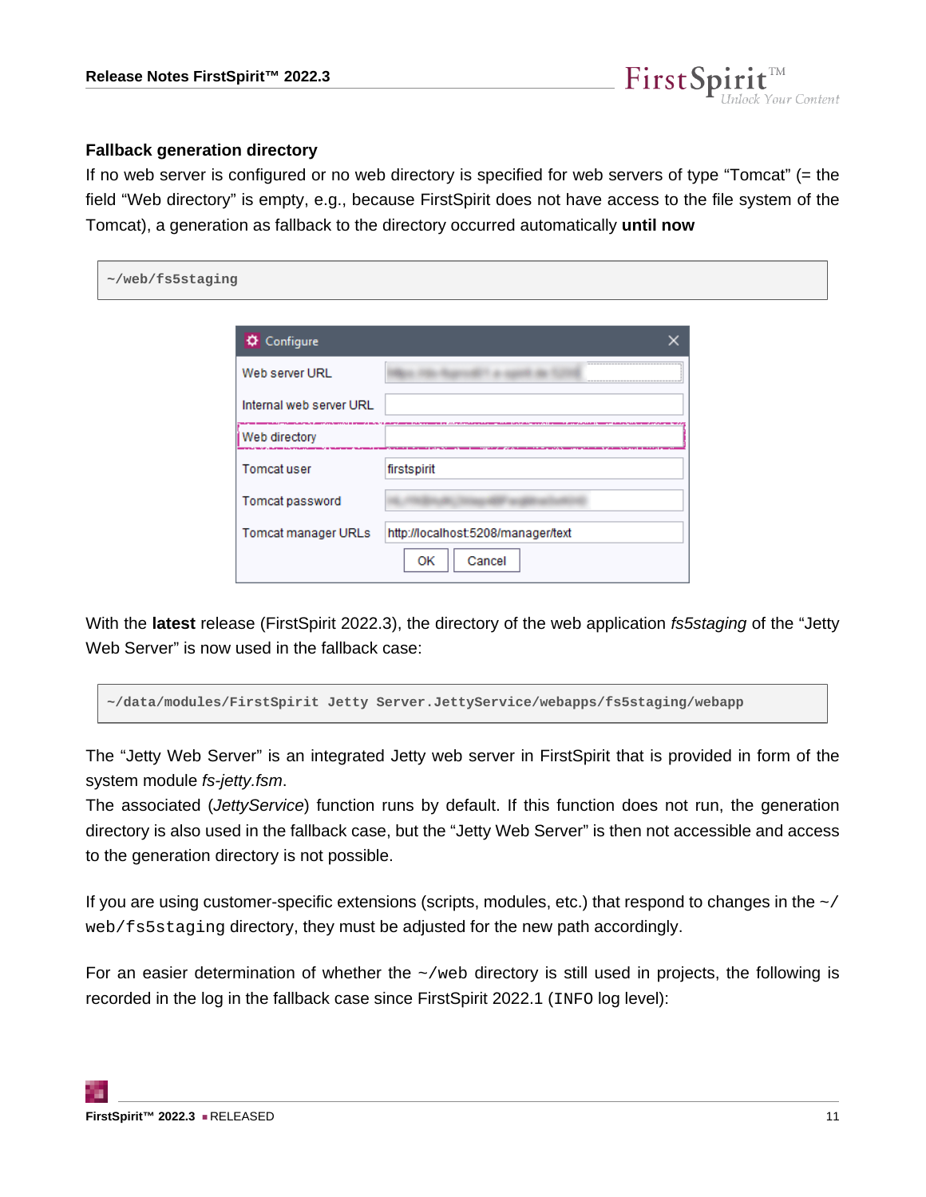### Fallback generation directory

If no web server is configured or no web directory is specified for web servers of type “Tomcat” (= the field “Web directory” is empty, e.g., because FirstSpirit does not have access to the file system of the Tomcat), a generation as fallback to the directory occurred automatically **until now**

```
~/web/fs5staging
```

With the **latest** release (FirstSpirit 2022.3), the directory of the web application *fs5staging* of the “Jetty Web Server” is now used in the fallback case:

```
~/data/modules/FirstSpirit Jetty Server.JettyService/webapps/fs5staging/webapp
```

The “Jetty Web Server” is an integrated Jetty web server in FirstSpirit that is provided in form of the system module *fs-jetty.fsm*.
The associated (*JettyService*) function runs by default. If this function does not run, the generation directory is also used in the fallback case, but the “Jetty Web Server” is then not accessible and access to the generation directory is not possible.

If you are using customer-specific extensions (scripts, modules, etc.) that respond to changes in the `~/web/fs5staging` directory, they must be adjusted for the new path accordingly.

For an easier determination of whether the `~/web` directory is still used in projects, the following is recorded in the log in the fallback case since FirstSpirit 2022.1 (`INFO` log level):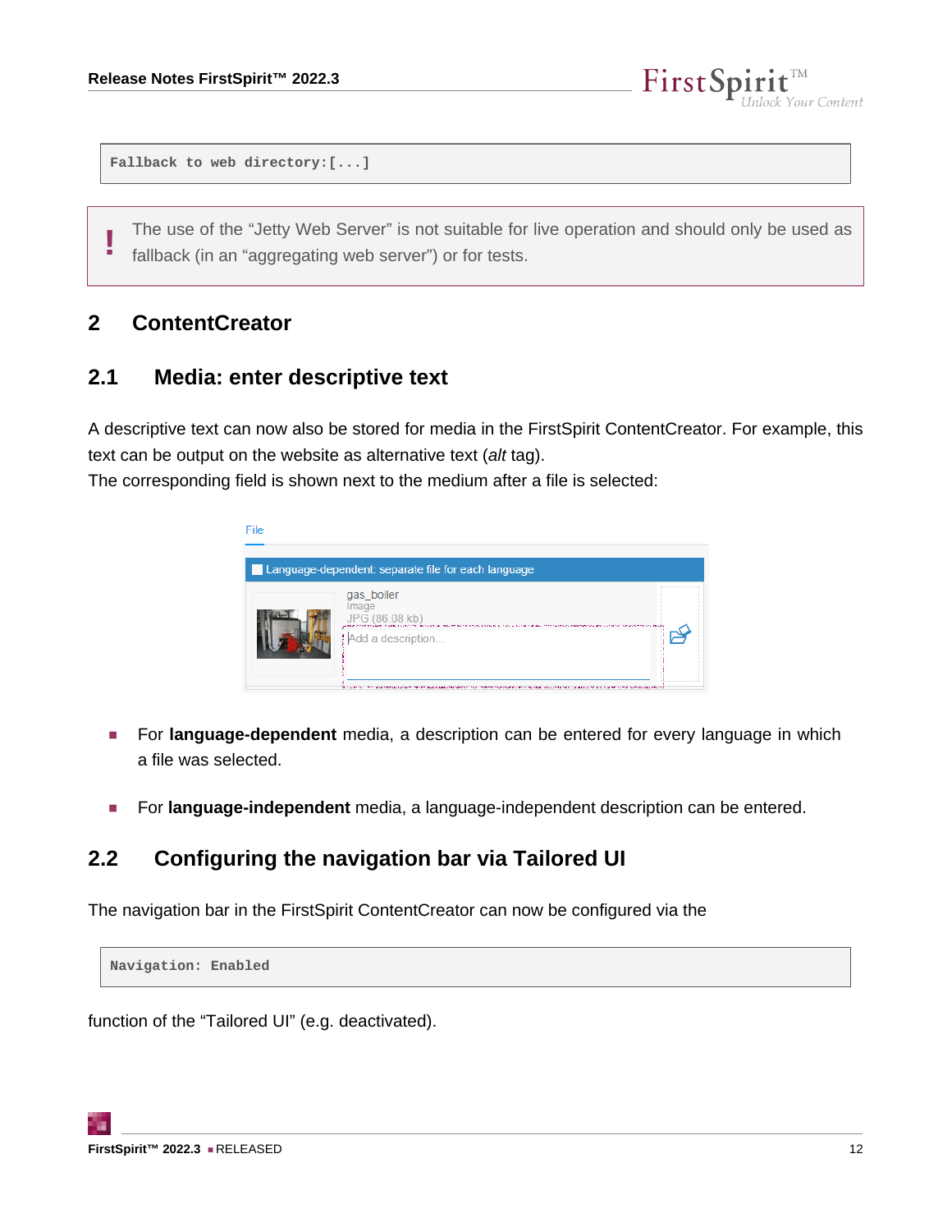```
Fallback to web directory:[...]
```

> **!** The use of the “Jetty Web Server” is not suitable for live operation and should only be used as fallback (in an “aggregating web server”) or for tests.

# 2 ContentCreator

## 2.1 Media: enter descriptive text

A descriptive text can now also be stored for media in the FirstSpirit ContentCreator. For example, this text can be output on the website as alternative text (*alt* tag).
The corresponding field is shown next to the medium after a file is selected:

- For **language-dependent** media, a description can be entered for every language in which a file was selected.
- For **language-independent** media, a language-independent description can be entered.

## 2.2 Configuring the navigation bar via Tailored UI

The navigation bar in the FirstSpirit ContentCreator can now be configured via the

```
Navigation: Enabled
```

function of the “Tailored UI” (e.g. deactivated).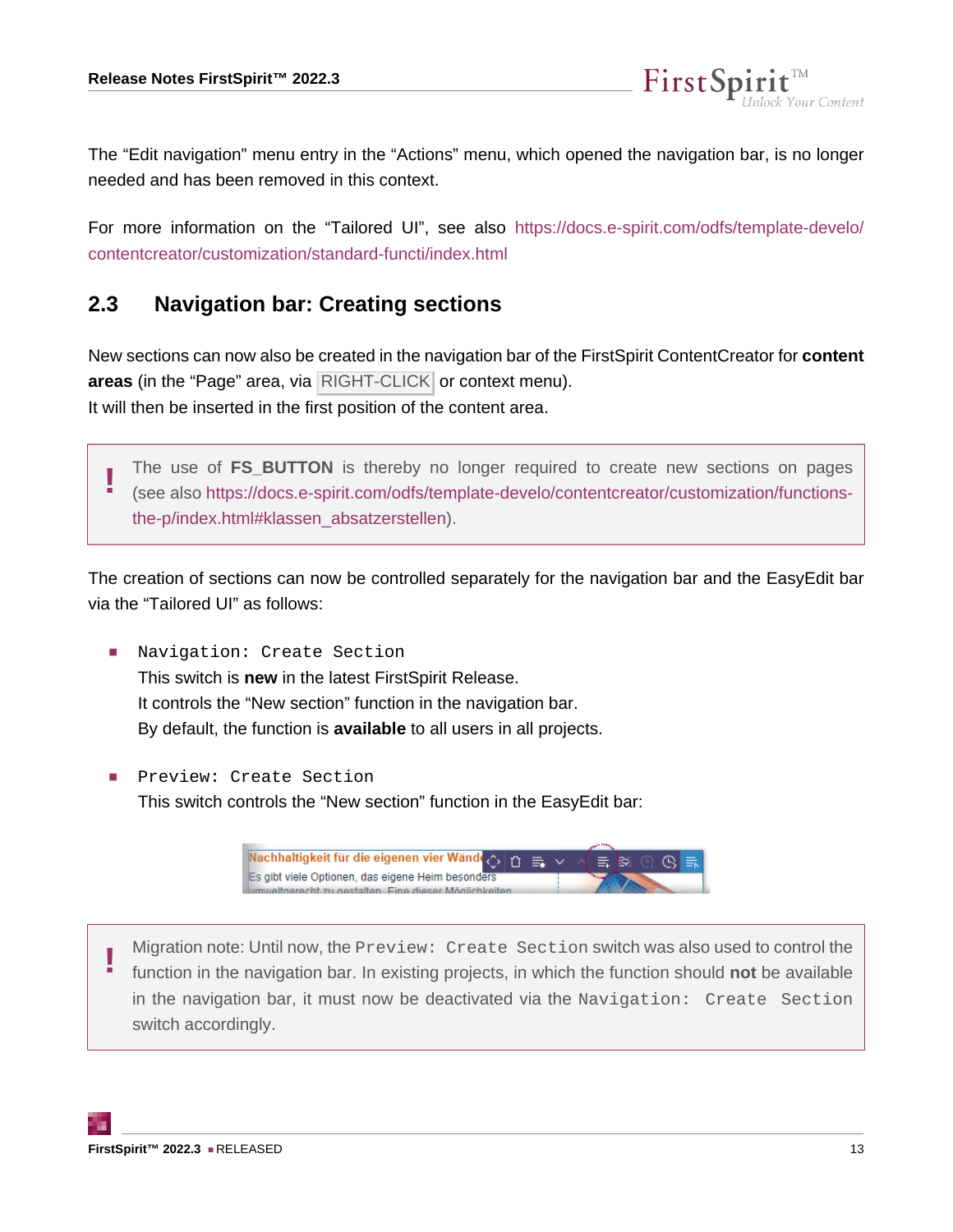The “Edit navigation” menu entry in the “Actions” menu, which opened the navigation bar, is no longer needed and has been removed in this context.

For more information on the “Tailored UI”, see also https://docs.e-spirit.com/odfs/template-develo/contentcreator/customization/standard-functi/index.html

## 2.3 Navigation bar: Creating sections

New sections can now also be created in the navigation bar of the FirstSpirit ContentCreator for **content areas** (in the “Page” area, via `RIGHT-CLICK` or context menu).
It will then be inserted in the first position of the content area.

> **!** The use of **FS_BUTTON** is thereby no longer required to create new sections on pages (see also https://docs.e-spirit.com/odfs/template-develo/contentcreator/customization/functions-the-p/index.html#klassen_absatzerstellen).

The creation of sections can now be controlled separately for the navigation bar and the EasyEdit bar via the “Tailored UI” as follows:

- `Navigation: Create Section`
  This switch is **new** in the latest FirstSpirit Release.
  It controls the “New section” function in the navigation bar.
  By default, the function is **available** to all users in all projects.

- `Preview: Create Section`
  This switch controls the “New section” function in the EasyEdit bar:

> **!** Migration note: Until now, the `Preview: Create Section` switch was also used to control the function in the navigation bar. In existing projects, in which the function should **not** be available in the navigation bar, it must now be deactivated via the `Navigation: Create Section` switch accordingly.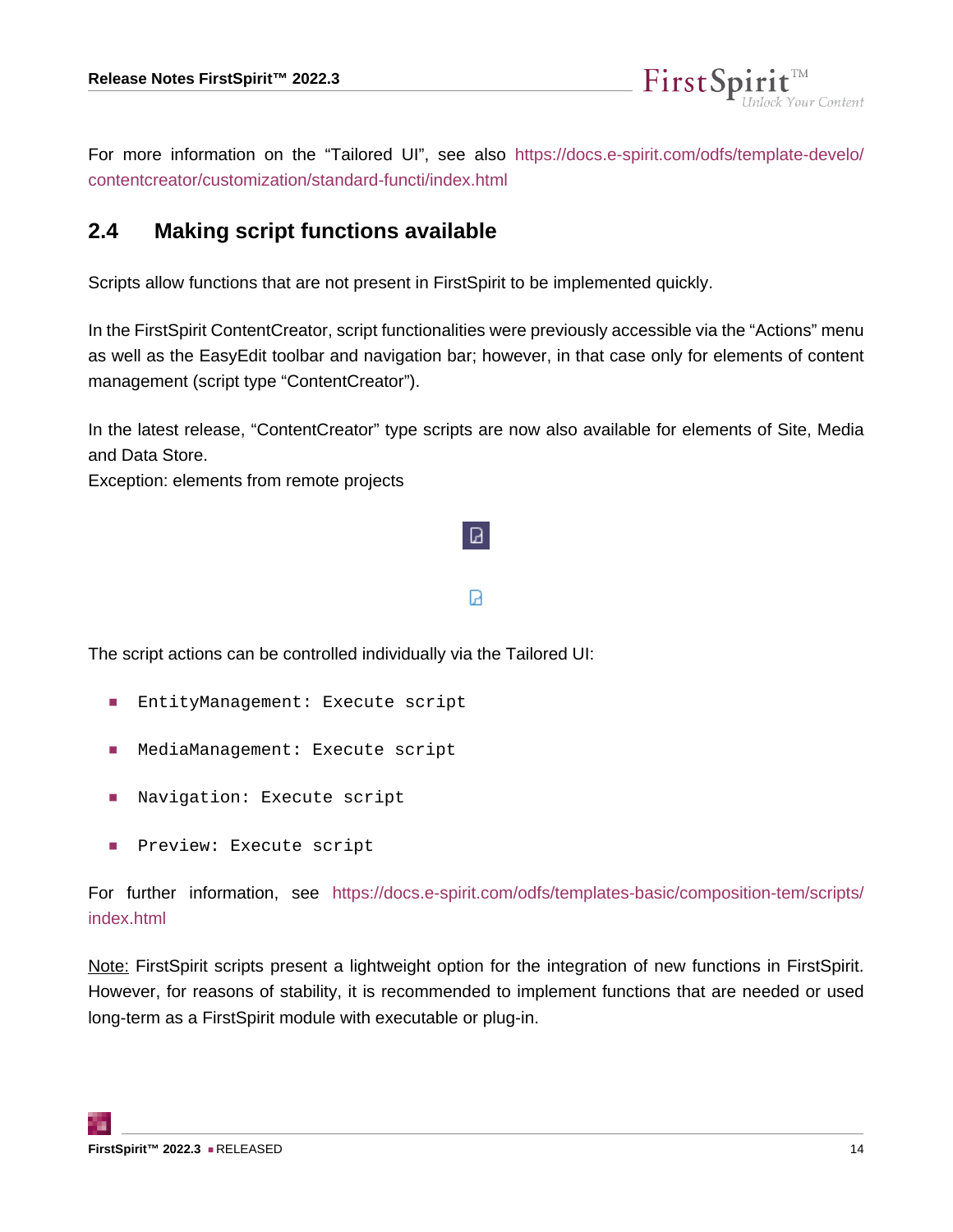For more information on the “Tailored UI”, see also https://docs.e-spirit.com/odfs/template-develo/contentcreator/customization/standard-functi/index.html

## 2.4 Making script functions available

Scripts allow functions that are not present in FirstSpirit to be implemented quickly.

In the FirstSpirit ContentCreator, script functionalities were previously accessible via the “Actions” menu as well as the EasyEdit toolbar and navigation bar; however, in that case only for elements of content management (script type “ContentCreator”).

In the latest release, “ContentCreator” type scripts are now also available for elements of Site, Media and Data Store.
Exception: elements from remote projects

The script actions can be controlled individually via the Tailored UI:

- `EntityManagement: Execute script`
- `MediaManagement: Execute script`
- `Navigation: Execute script`
- `Preview: Execute script`

For further information, see https://docs.e-spirit.com/odfs/templates-basic/composition-tem/scripts/index.html

Note: FirstSpirit scripts present a lightweight option for the integration of new functions in FirstSpirit. However, for reasons of stability, it is recommended to implement functions that are needed or used long-term as a FirstSpirit module with executable or plug-in.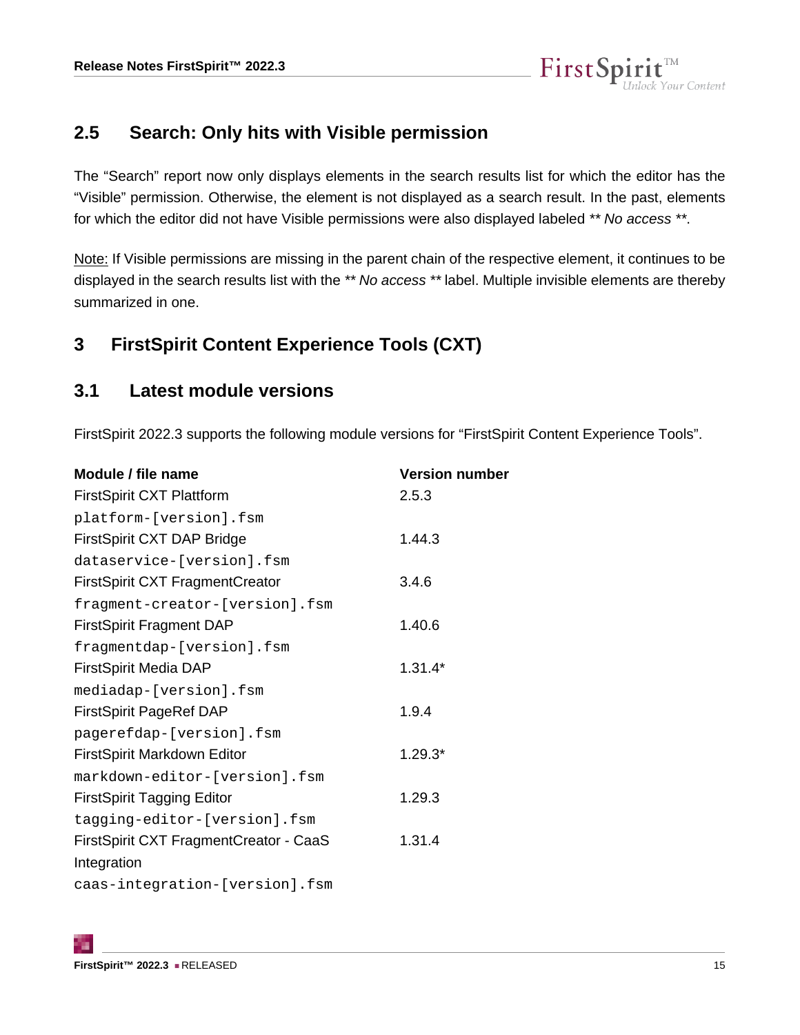## 2.5 Search: Only hits with Visible permission

The “Search” report now only displays elements in the search results list for which the editor has the “Visible” permission. Otherwise, the element is not displayed as a search result. In the past, elements for which the editor did not have Visible permissions were also displayed labeled *** No access ***.

Note: If Visible permissions are missing in the parent chain of the respective element, it continues to be displayed in the search results list with the *** No access *** label. Multiple invisible elements are thereby summarized in one.

# 3 FirstSpirit Content Experience Tools (CXT)

## 3.1 Latest module versions

FirstSpirit 2022.3 supports the following module versions for “FirstSpirit Content Experience Tools”.

| Module / file name | Version number |
|---|---|
| FirstSpirit CXT Plattform<br>`platform-[version].fsm` | 2.5.3 |
| FirstSpirit CXT DAP Bridge<br>`dataservice-[version].fsm` | 1.44.3 |
| FirstSpirit CXT FragmentCreator<br>`fragment-creator-[version].fsm` | 3.4.6 |
| FirstSpirit Fragment DAP<br>`fragmentdap-[version].fsm` | 1.40.6 |
| FirstSpirit Media DAP<br>`mediadap-[version].fsm` | 1.31.4* |
| FirstSpirit PageRef DAP<br>`pagerefdap-[version].fsm` | 1.9.4 |
| FirstSpirit Markdown Editor<br>`markdown-editor-[version].fsm` | 1.29.3* |
| FirstSpirit Tagging Editor<br>`tagging-editor-[version].fsm` | 1.29.3 |
| FirstSpirit CXT FragmentCreator - CaaS Integration<br>`caas-integration-[version].fsm` | 1.31.4 |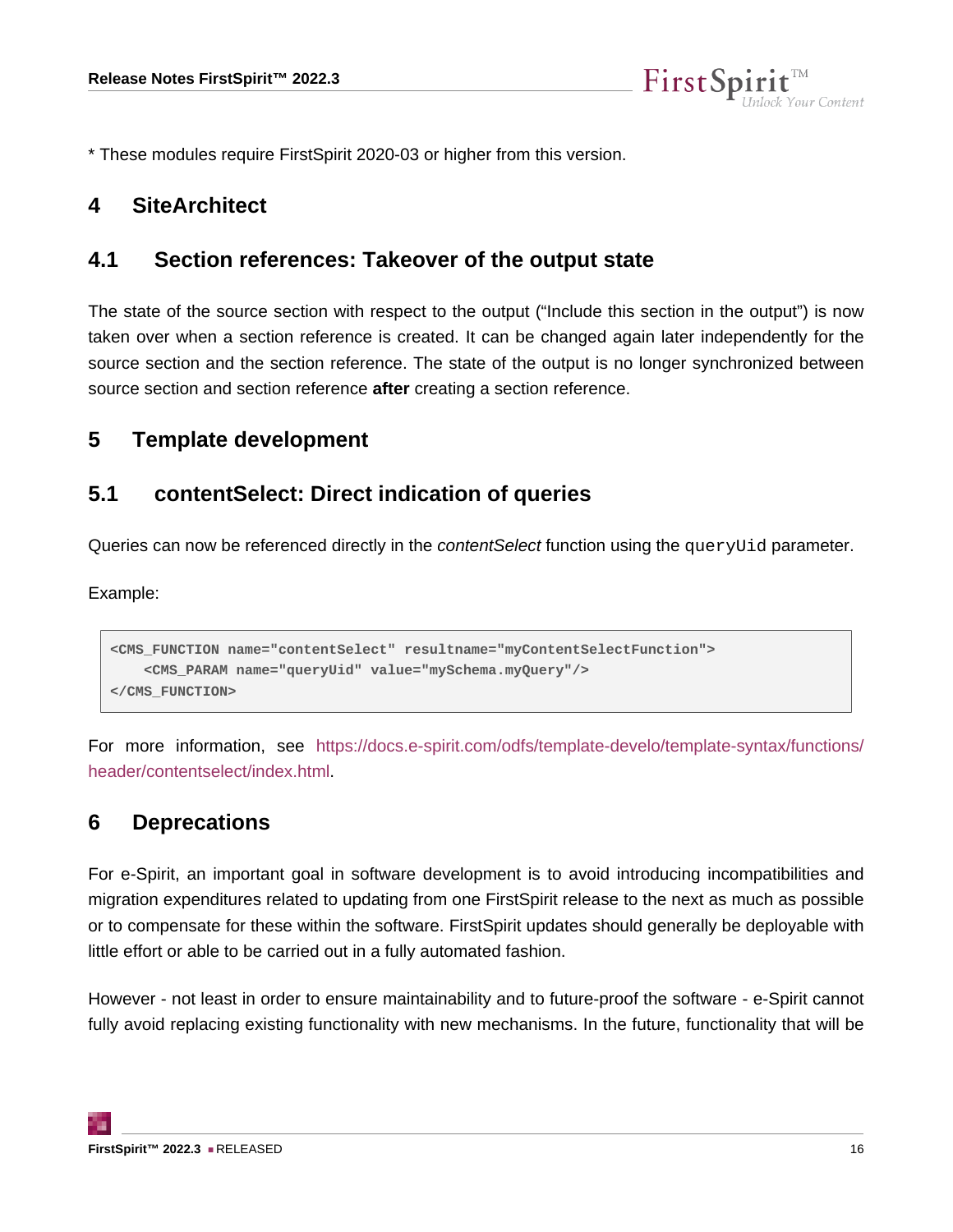* These modules require FirstSpirit 2020-03 or higher from this version.

# 4 SiteArchitect

## 4.1 Section references: Takeover of the output state

The state of the source section with respect to the output ("Include this section in the output") is now taken over when a section reference is created. It can be changed again later independently for the source section and the section reference. The state of the output is no longer synchronized between source section and section reference **after** creating a section reference.

# 5 Template development

## 5.1 contentSelect: Direct indication of queries

Queries can now be referenced directly in the *contentSelect* function using the `queryUid` parameter.

Example:

```
<CMS_FUNCTION name="contentSelect" resultname="myContentSelectFunction">
    <CMS_PARAM name="queryUid" value="mySchema.myQuery"/>
</CMS_FUNCTION>
```

For more information, see https://docs.e-spirit.com/odfs/template-develo/template-syntax/functions/header/contentselect/index.html.

# 6 Deprecations

For e-Spirit, an important goal in software development is to avoid introducing incompatibilities and migration expenditures related to updating from one FirstSpirit release to the next as much as possible or to compensate for these within the software. FirstSpirit updates should generally be deployable with little effort or able to be carried out in a fully automated fashion.

However - not least in order to ensure maintainability and to future-proof the software - e-Spirit cannot fully avoid replacing existing functionality with new mechanisms. In the future, functionality that will be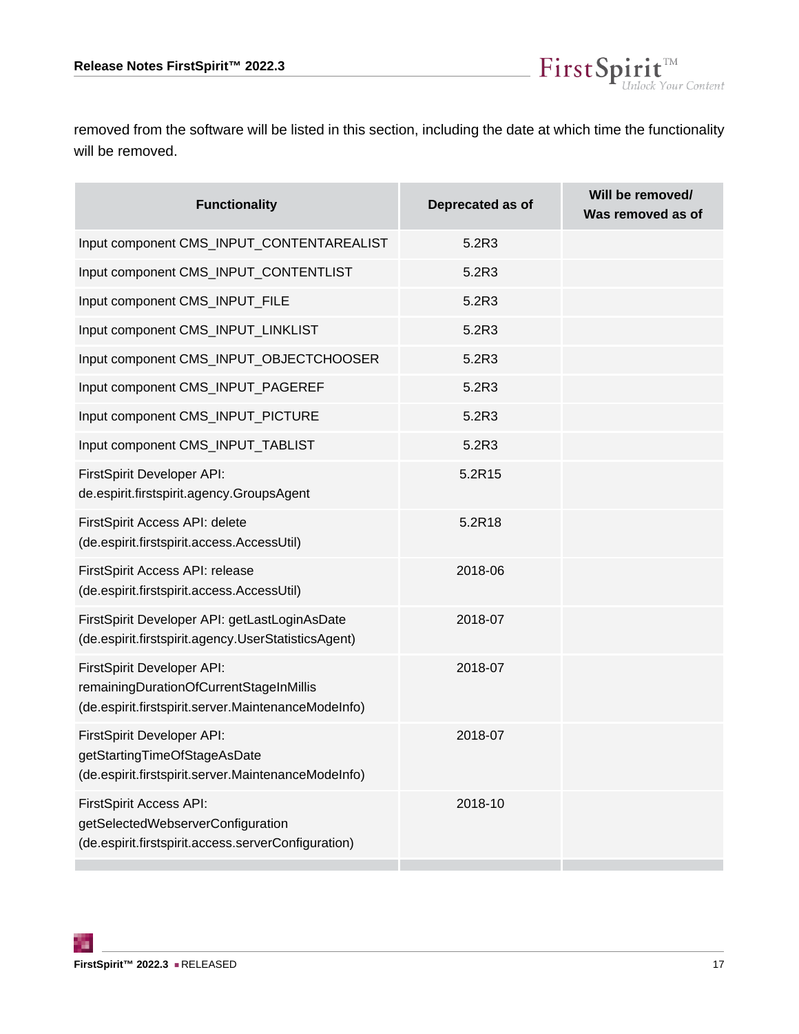removed from the software will be listed in this section, including the date at which time the functionality will be removed.

| Functionality | Deprecated as of | Will be removed/ Was removed as of |
| --- | --- | --- |
| Input component CMS_INPUT_CONTENTAREALIST | 5.2R3 | |
| Input component CMS_INPUT_CONTENTLIST | 5.2R3 | |
| Input component CMS_INPUT_FILE | 5.2R3 | |
| Input component CMS_INPUT_LINKLIST | 5.2R3 | |
| Input component CMS_INPUT_OBJECTCHOOSER | 5.2R3 | |
| Input component CMS_INPUT_PAGEREF | 5.2R3 | |
| Input component CMS_INPUT_PICTURE | 5.2R3 | |
| Input component CMS_INPUT_TABLIST | 5.2R3 | |
| FirstSpirit Developer API: de.espirit.firstspirit.agency.GroupsAgent | 5.2R15 | |
| FirstSpirit Access API: delete (de.espirit.firstspirit.access.AccessUtil) | 5.2R18 | |
| FirstSpirit Access API: release (de.espirit.firstspirit.access.AccessUtil) | 2018-06 | |
| FirstSpirit Developer API: getLastLoginAsDate (de.espirit.firstspirit.agency.UserStatisticsAgent) | 2018-07 | |
| FirstSpirit Developer API: remainingDurationOfCurrentStageInMillis (de.espirit.firstspirit.server.MaintenanceModeInfo) | 2018-07 | |
| FirstSpirit Developer API: getStartingTimeOfStageAsDate (de.espirit.firstspirit.server.MaintenanceModeInfo) | 2018-07 | |
| FirstSpirit Access API: getSelectedWebserverConfiguration (de.espirit.firstspirit.access.serverConfiguration) | 2018-10 | |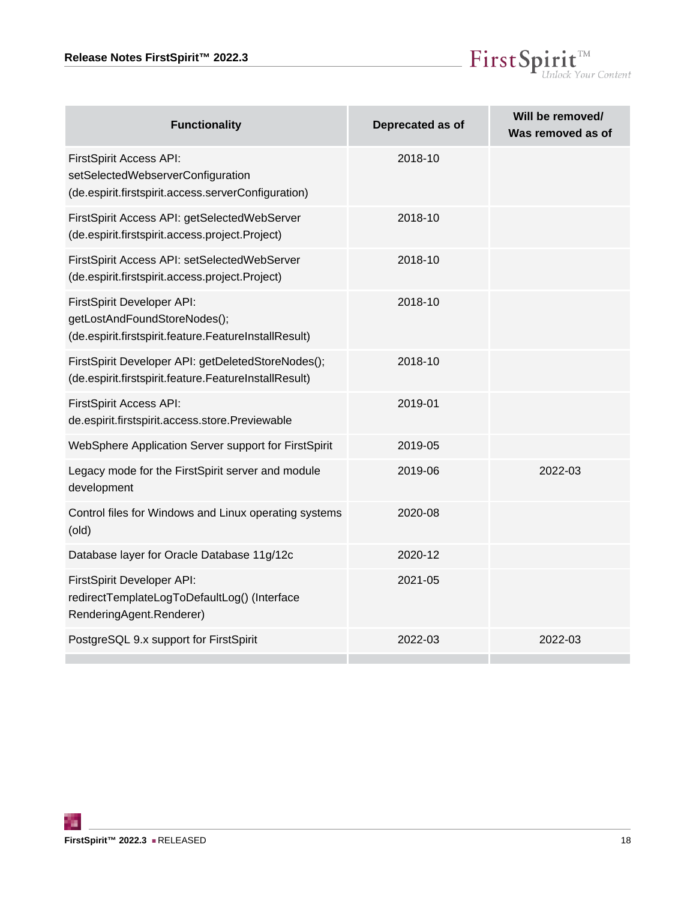| Functionality | Deprecated as of | Will be removed/ Was removed as of |
|---|---|---|
| FirstSpirit Access API: setSelectedWebserverConfiguration (de.espirit.firstspirit.access.serverConfiguration) | 2018-10 | |
| FirstSpirit Access API: getSelectedWebServer (de.espirit.firstspirit.access.project.Project) | 2018-10 | |
| FirstSpirit Access API: setSelectedWebServer (de.espirit.firstspirit.access.project.Project) | 2018-10 | |
| FirstSpirit Developer API: getLostAndFoundStoreNodes(); (de.espirit.firstspirit.feature.FeatureInstallResult) | 2018-10 | |
| FirstSpirit Developer API: getDeletedStoreNodes(); (de.espirit.firstspirit.feature.FeatureInstallResult) | 2018-10 | |
| FirstSpirit Access API: de.espirit.firstspirit.access.store.Previewable | 2019-01 | |
| WebSphere Application Server support for FirstSpirit | 2019-05 | |
| Legacy mode for the FirstSpirit server and module development | 2019-06 | 2022-03 |
| Control files for Windows and Linux operating systems (old) | 2020-08 | |
| Database layer for Oracle Database 11g/12c | 2020-12 | |
| FirstSpirit Developer API: redirectTemplateLogToDefaultLog() (Interface RenderingAgent.Renderer) | 2021-05 | |
| PostgreSQL 9.x support for FirstSpirit | 2022-03 | 2022-03 |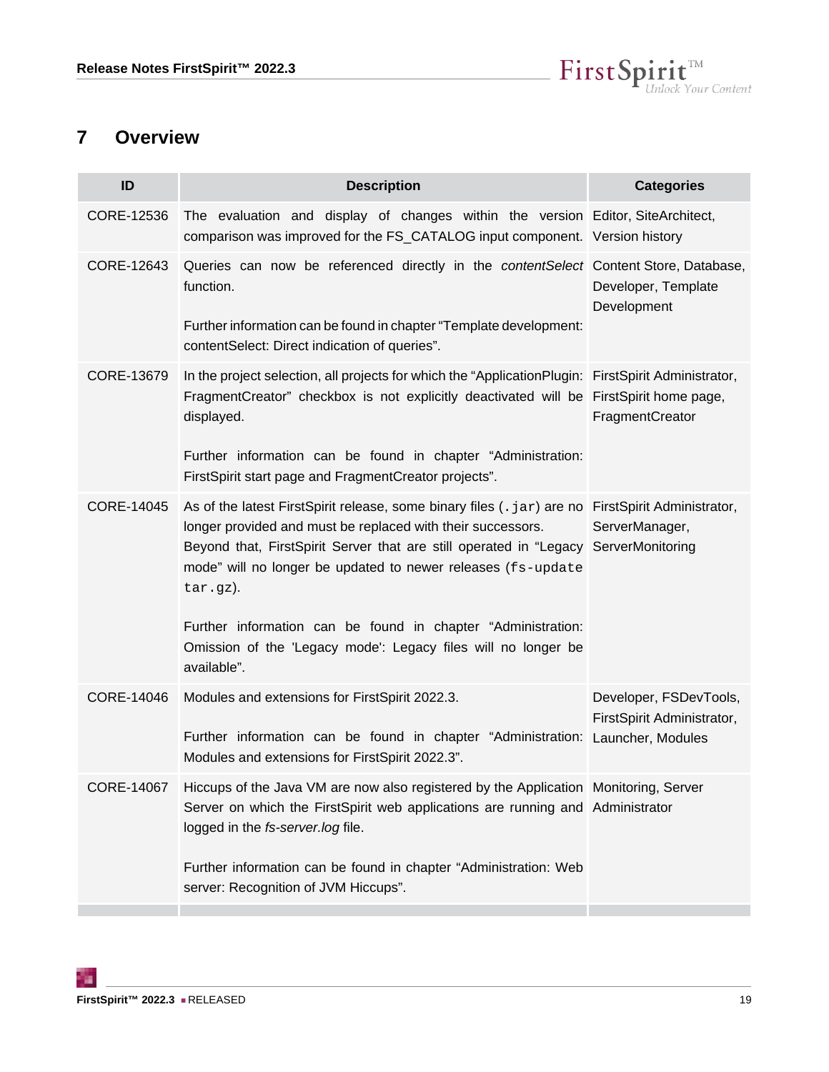# 7 Overview

| ID | Description | Categories |
|---|---|---|
| CORE-12536 | The evaluation and display of changes within the version comparison was improved for the FS_CATALOG input component. | Editor, SiteArchitect, Version history |
| CORE-12643 | Queries can now be referenced directly in the *contentSelect* function.<br><br>Further information can be found in chapter "Template development: contentSelect: Direct indication of queries". | Content Store, Database, Developer, Template Development |
| CORE-13679 | In the project selection, all projects for which the "ApplicationPlugin: FragmentCreator" checkbox is not explicitly deactivated will be displayed.<br><br>Further information can be found in chapter "Administration: FirstSpirit start page and FragmentCreator projects". | FirstSpirit Administrator, FirstSpirit home page, FragmentCreator |
| CORE-14045 | As of the latest FirstSpirit release, some binary files (`.jar`) are no longer provided and must be replaced with their successors. Beyond that, FirstSpirit Server that are still operated in "Legacy mode" will no longer be updated to newer releases (`fs-update tar.gz`).<br><br>Further information can be found in chapter "Administration: Omission of the 'Legacy mode': Legacy files will no longer be available". | FirstSpirit Administrator, ServerManager, ServerMonitoring |
| CORE-14046 | Modules and extensions for FirstSpirit 2022.3.<br><br>Further information can be found in chapter "Administration: Modules and extensions for FirstSpirit 2022.3". | Developer, FSDevTools, FirstSpirit Administrator, Launcher, Modules |
| CORE-14067 | Hiccups of the Java VM are now also registered by the Application Server on which the FirstSpirit web applications are running and logged in the *fs-server.log* file.<br><br>Further information can be found in chapter "Administration: Web server: Recognition of JVM Hiccups". | Monitoring, Server Administrator |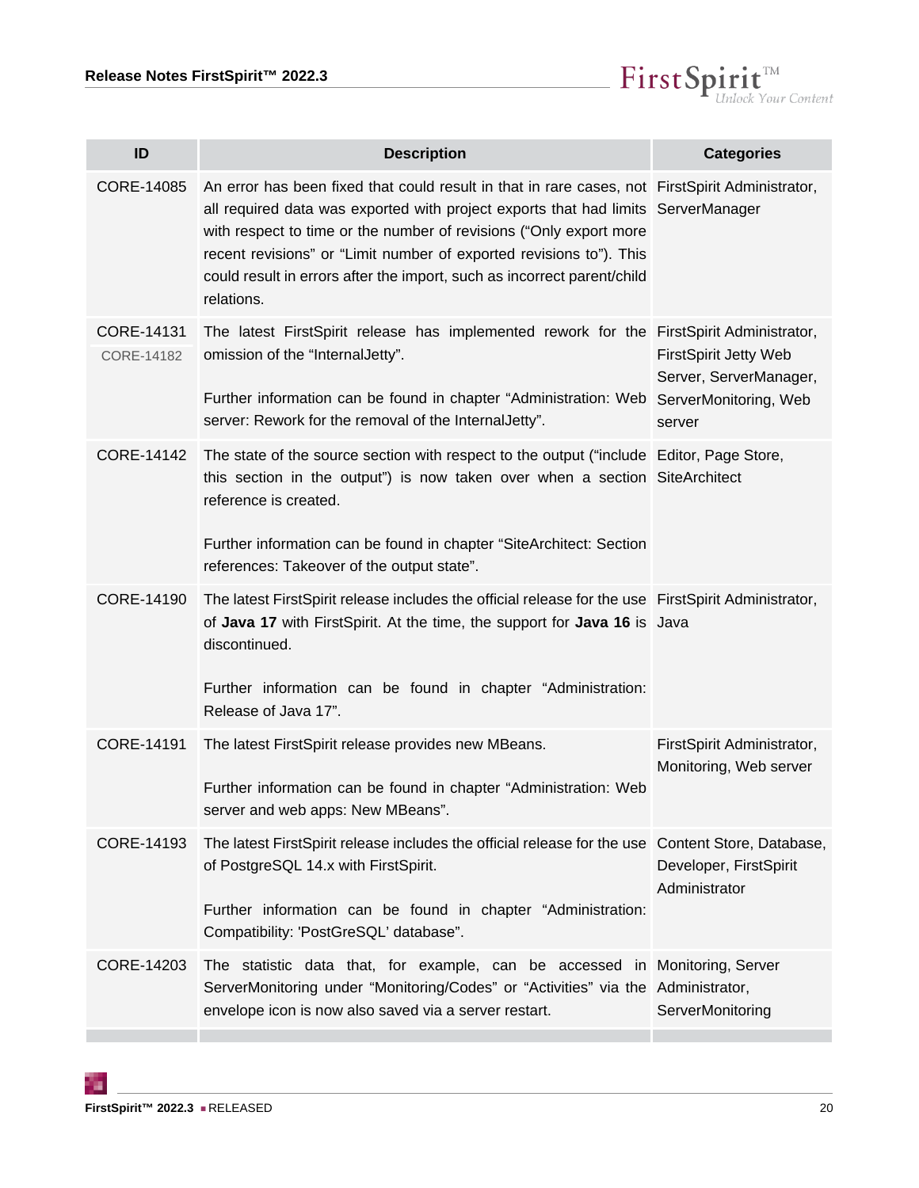| ID | Description | Categories |
|---|---|---|
| CORE-14085 | An error has been fixed that could result in that in rare cases, not all required data was exported with project exports that had limits with respect to time or the number of revisions (“Only export more recent revisions” or “Limit number of exported revisions to”). This could result in errors after the import, such as incorrect parent/child relations. | FirstSpirit Administrator, ServerManager |
| CORE-14131 CORE-14182 | The latest FirstSpirit release has implemented rework for the omission of the “InternalJetty”.<br><br>Further information can be found in chapter “Administration: Web server: Rework for the removal of the InternalJetty”. | FirstSpirit Administrator, FirstSpirit Jetty Web Server, ServerManager, ServerMonitoring, Web server |
| CORE-14142 | The state of the source section with respect to the output (“include this section in the output”) is now taken over when a section reference is created.<br><br>Further information can be found in chapter “SiteArchitect: Section references: Takeover of the output state”. | Editor, Page Store, SiteArchitect |
| CORE-14190 | The latest FirstSpirit release includes the official release for the use of **Java 17** with FirstSpirit. At the time, the support for **Java 16** is discontinued.<br><br>Further information can be found in chapter “Administration: Release of Java 17”. | FirstSpirit Administrator, Java |
| CORE-14191 | The latest FirstSpirit release provides new MBeans.<br><br>Further information can be found in chapter “Administration: Web server and web apps: New MBeans”. | FirstSpirit Administrator, Monitoring, Web server |
| CORE-14193 | The latest FirstSpirit release includes the official release for the use of PostgreSQL 14.x with FirstSpirit.<br><br>Further information can be found in chapter “Administration: Compatibility: 'PostGreSQL' database”. | Content Store, Database, Developer, FirstSpirit Administrator |
| CORE-14203 | The statistic data that, for example, can be accessed in ServerMonitoring under “Monitoring/Codes” or “Activities” via the envelope icon is now also saved via a server restart. | Monitoring, Server Administrator, ServerMonitoring |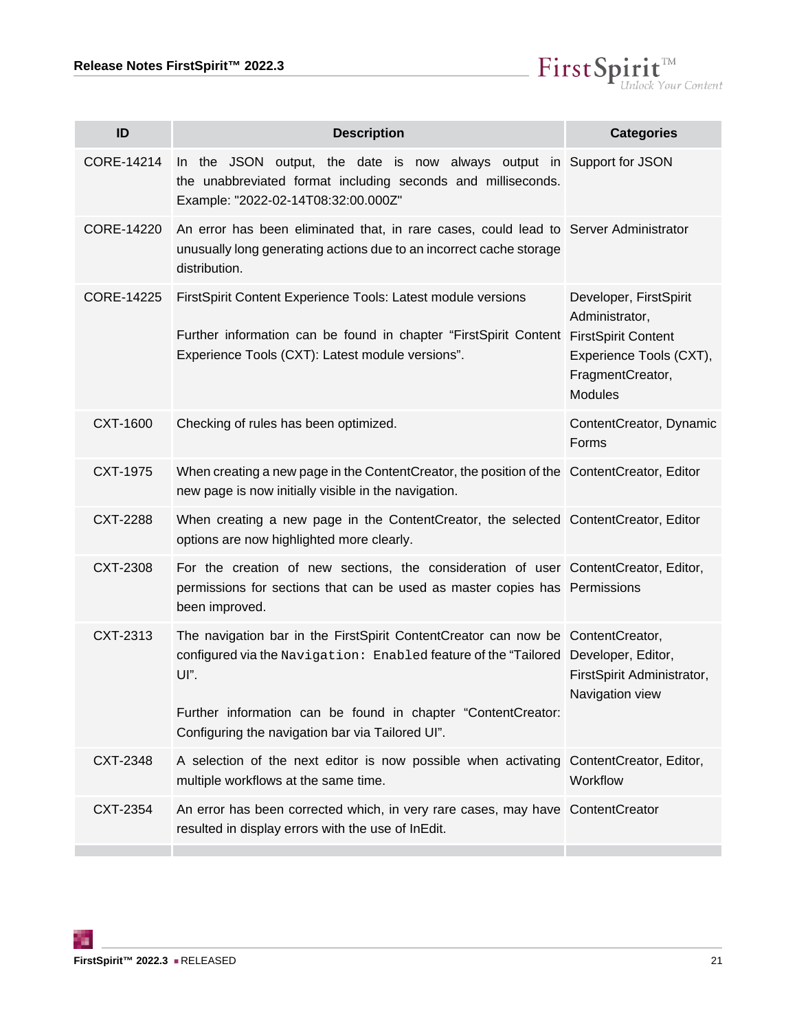| ID | Description | Categories |
|---|---|---|
| CORE-14214 | In the JSON output, the date is now always output in the unabbreviated format including seconds and milliseconds. Example: "2022-02-14T08:32:00.000Z" | Support for JSON |
| CORE-14220 | An error has been eliminated that, in rare cases, could lead to unusually long generating actions due to an incorrect cache storage distribution. | Server Administrator |
| CORE-14225 | FirstSpirit Content Experience Tools: Latest module versions<br><br>Further information can be found in chapter “FirstSpirit Content Experience Tools (CXT): Latest module versions”. | Developer, FirstSpirit Administrator, FirstSpirit Content Experience Tools (CXT), FragmentCreator, Modules |
| CXT-1600 | Checking of rules has been optimized. | ContentCreator, Dynamic Forms |
| CXT-1975 | When creating a new page in the ContentCreator, the position of the new page is now initially visible in the navigation. | ContentCreator, Editor |
| CXT-2288 | When creating a new page in the ContentCreator, the selected options are now highlighted more clearly. | ContentCreator, Editor |
| CXT-2308 | For the creation of new sections, the consideration of user permissions for sections that can be used as master copies has been improved. | ContentCreator, Editor, Permissions |
| CXT-2313 | The navigation bar in the FirstSpirit ContentCreator can now be configured via the `Navigation: Enabled` feature of the “Tailored UI”.<br><br>Further information can be found in chapter “ContentCreator: Configuring the navigation bar via Tailored UI”. | ContentCreator, Developer, Editor, FirstSpirit Administrator, Navigation view |
| CXT-2348 | A selection of the next editor is now possible when activating multiple workflows at the same time. | ContentCreator, Editor, Workflow |
| CXT-2354 | An error has been corrected which, in very rare cases, may have resulted in display errors with the use of InEdit. | ContentCreator |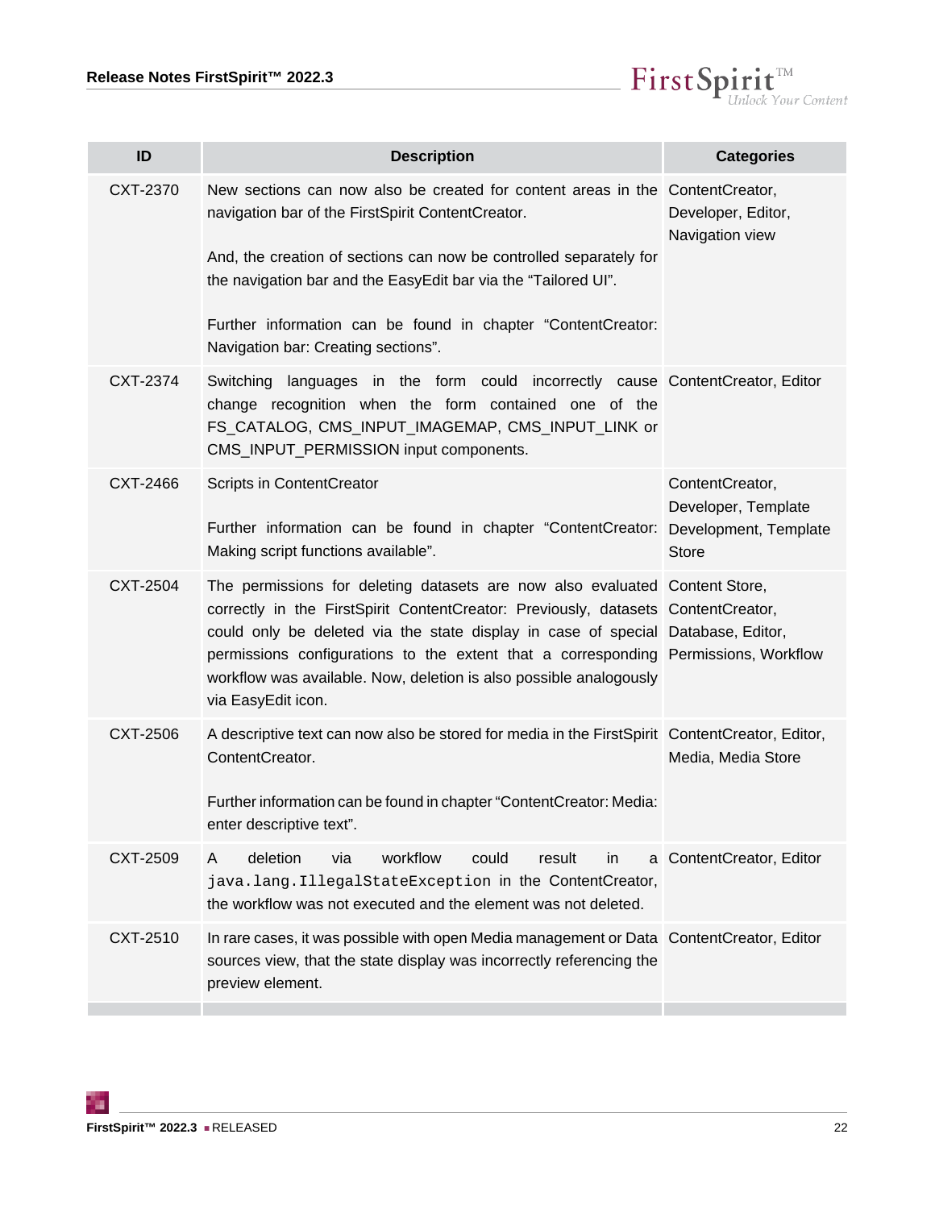| ID | Description | Categories |
|---|---|---|
| CXT-2370 | New sections can now also be created for content areas in the navigation bar of the FirstSpirit ContentCreator.<br><br>And, the creation of sections can now be controlled separately for the navigation bar and the EasyEdit bar via the “Tailored UI”.<br><br>Further information can be found in chapter “ContentCreator: Navigation bar: Creating sections”. | ContentCreator, Developer, Editor, Navigation view |
| CXT-2374 | Switching languages in the form could incorrectly cause change recognition when the form contained one of the FS_CATALOG, CMS_INPUT_IMAGEMAP, CMS_INPUT_LINK or CMS_INPUT_PERMISSION input components. | ContentCreator, Editor |
| CXT-2466 | Scripts in ContentCreator<br><br>Further information can be found in chapter “ContentCreator: Making script functions available”. | ContentCreator, Developer, Template Development, Template Store |
| CXT-2504 | The permissions for deleting datasets are now also evaluated correctly in the FirstSpirit ContentCreator: Previously, datasets could only be deleted via the state display in case of special permissions configurations to the extent that a corresponding workflow was available. Now, deletion is also possible analogously via EasyEdit icon. | Content Store, ContentCreator, Database, Editor, Permissions, Workflow |
| CXT-2506 | A descriptive text can now also be stored for media in the FirstSpirit ContentCreator.<br><br>Further information can be found in chapter “ContentCreator: Media: enter descriptive text”. | ContentCreator, Editor, Media, Media Store |
| CXT-2509 | A deletion via workflow could result in a `java.lang.IllegalStateException` in the ContentCreator, the workflow was not executed and the element was not deleted. | ContentCreator, Editor |
| CXT-2510 | In rare cases, it was possible with open Media management or Data sources view, that the state display was incorrectly referencing the preview element. | ContentCreator, Editor |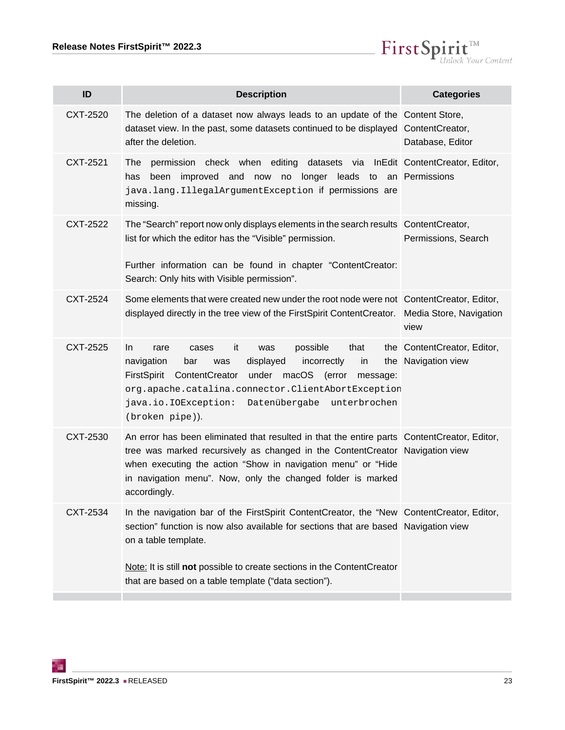| ID | Description | Categories |
|---|---|---|
| CXT-2520 | The deletion of a dataset now always leads to an update of the dataset view. In the past, some datasets continued to be displayed after the deletion. | Content Store, ContentCreator, Database, Editor |
| CXT-2521 | The permission check when editing datasets via InEdit has been improved and now no longer leads to an `java.lang.IllegalArgumentException` if permissions are missing. | ContentCreator, Editor, Permissions |
| CXT-2522 | The "Search" report now only displays elements in the search results list for which the editor has the "Visible" permission.<br><br>Further information can be found in chapter "ContentCreator: Search: Only hits with Visible permission". | ContentCreator, Permissions, Search |
| CXT-2524 | Some elements that were created new under the root node were not displayed directly in the tree view of the FirstSpirit ContentCreator. | ContentCreator, Editor, Media Store, Navigation view |
| CXT-2525 | In rare cases it was possible that the navigation bar was displayed incorrectly in the FirstSpirit ContentCreator under macOS (error message: `org.apache.catalina.connector.ClientAbortException java.io.IOException: Datenübergabe unterbrochen (broken pipe)`). | ContentCreator, Editor, Navigation view |
| CXT-2530 | An error has been eliminated that resulted in that the entire parts tree was marked recursively as changed in the ContentCreator when executing the action "Show in navigation menu" or "Hide in navigation menu". Now, only the changed folder is marked accordingly. | ContentCreator, Editor, Navigation view |
| CXT-2534 | In the navigation bar of the FirstSpirit ContentCreator, the "New section" function is now also available for sections that are based on a table template.<br><br>Note: It is still **not** possible to create sections in the ContentCreator that are based on a table template ("data section"). | ContentCreator, Editor, Navigation view |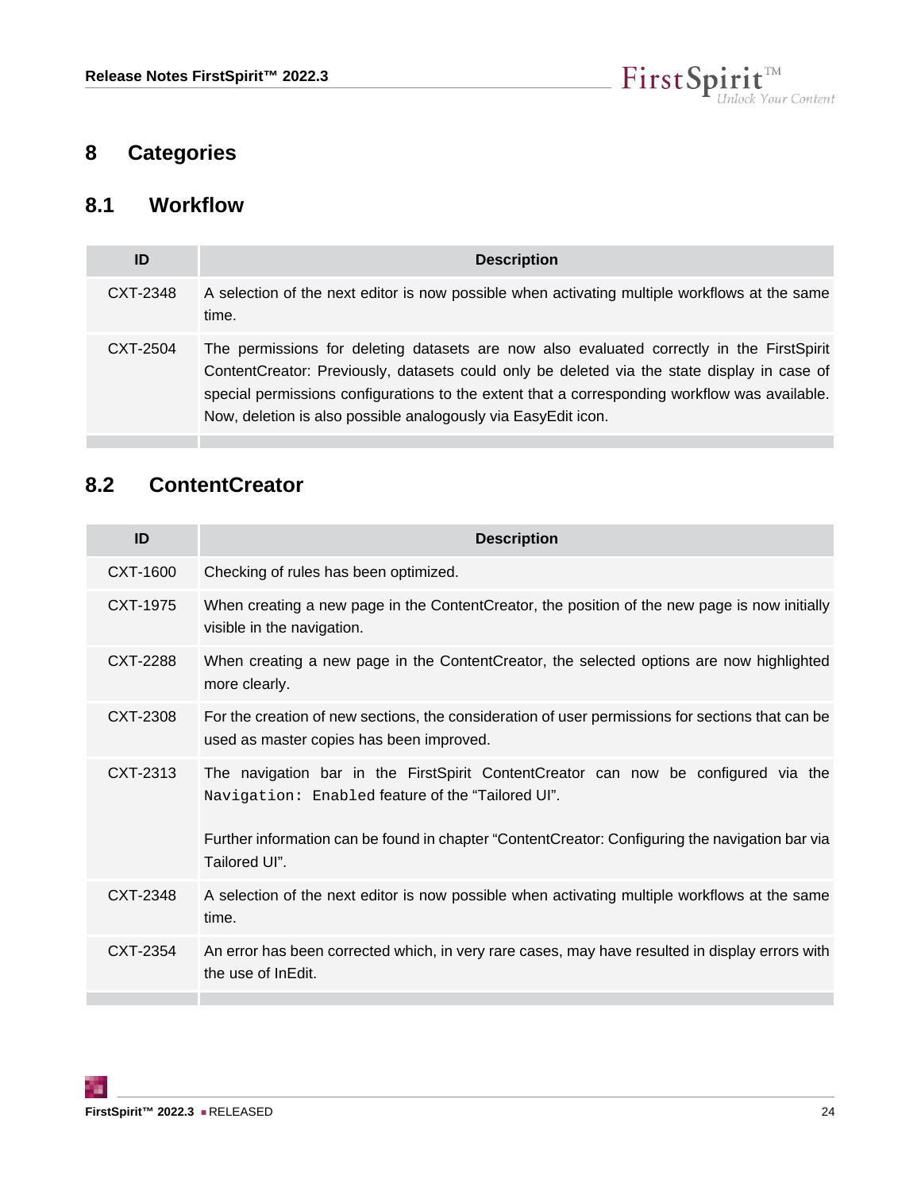# 8 Categories

## 8.1 Workflow

| ID | Description |
| --- | --- |
| CXT-2348 | A selection of the next editor is now possible when activating multiple workflows at the same time. |
| CXT-2504 | The permissions for deleting datasets are now also evaluated correctly in the FirstSpirit ContentCreator: Previously, datasets could only be deleted via the state display in case of special permissions configurations to the extent that a corresponding workflow was available. Now, deletion is also possible analogously via EasyEdit icon. |

## 8.2 ContentCreator

| ID | Description |
| --- | --- |
| CXT-1600 | Checking of rules has been optimized. |
| CXT-1975 | When creating a new page in the ContentCreator, the position of the new page is now initially visible in the navigation. |
| CXT-2288 | When creating a new page in the ContentCreator, the selected options are now highlighted more clearly. |
| CXT-2308 | For the creation of new sections, the consideration of user permissions for sections that can be used as master copies has been improved. |
| CXT-2313 | The navigation bar in the FirstSpirit ContentCreator can now be configured via the `Navigation: Enabled` feature of the “Tailored UI”.<br><br>Further information can be found in chapter “ContentCreator: Configuring the navigation bar via Tailored UI”. |
| CXT-2348 | A selection of the next editor is now possible when activating multiple workflows at the same time. |
| CXT-2354 | An error has been corrected which, in very rare cases, may have resulted in display errors with the use of InEdit. |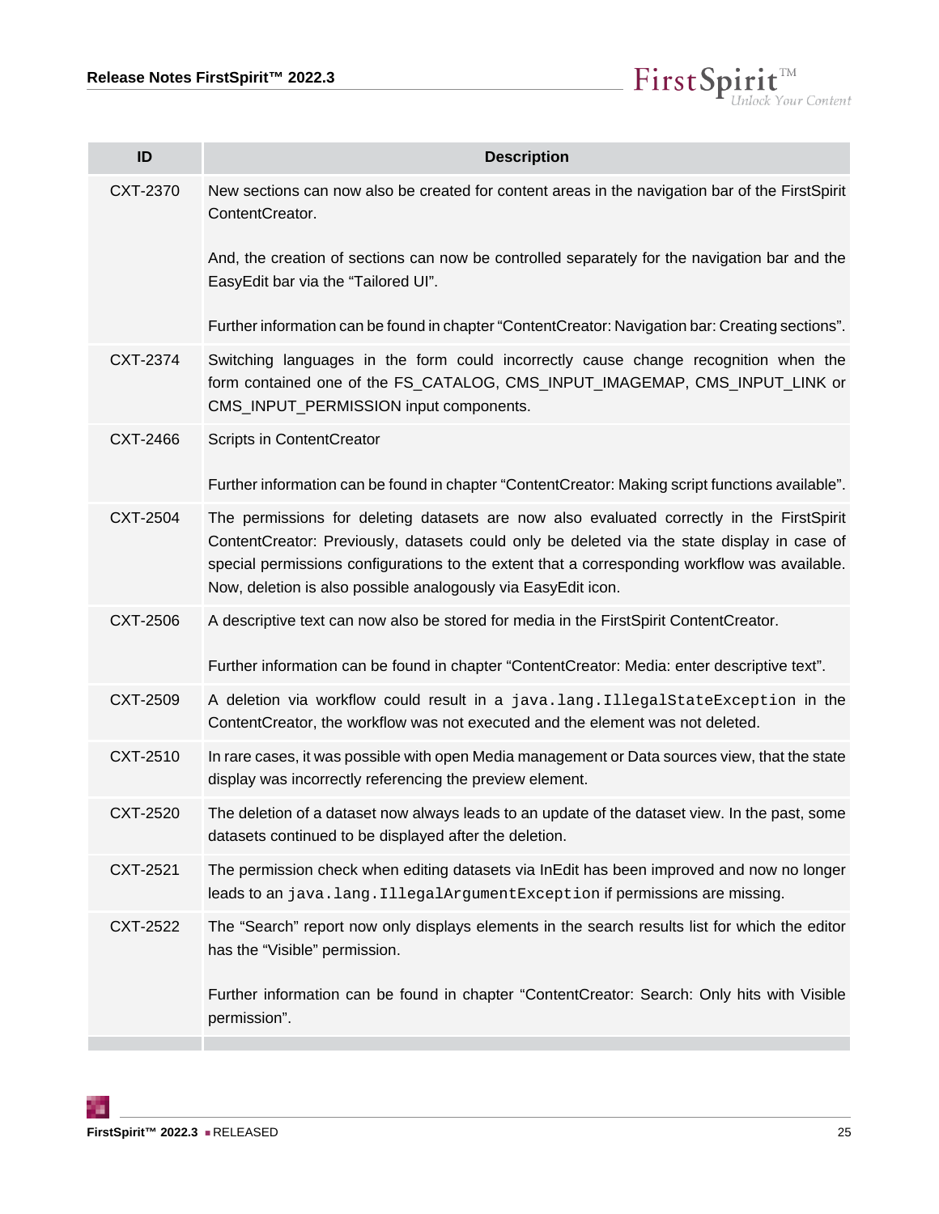| ID | Description |
|---|---|
| CXT-2370 | New sections can now also be created for content areas in the navigation bar of the FirstSpirit ContentCreator.<br><br>And, the creation of sections can now be controlled separately for the navigation bar and the EasyEdit bar via the “Tailored UI”.<br><br>Further information can be found in chapter “ContentCreator: Navigation bar: Creating sections”. |
| CXT-2374 | Switching languages in the form could incorrectly cause change recognition when the form contained one of the FS_CATALOG, CMS_INPUT_IMAGEMAP, CMS_INPUT_LINK or CMS_INPUT_PERMISSION input components. |
| CXT-2466 | Scripts in ContentCreator<br><br>Further information can be found in chapter “ContentCreator: Making script functions available”. |
| CXT-2504 | The permissions for deleting datasets are now also evaluated correctly in the FirstSpirit ContentCreator: Previously, datasets could only be deleted via the state display in case of special permissions configurations to the extent that a corresponding workflow was available. Now, deletion is also possible analogously via EasyEdit icon. |
| CXT-2506 | A descriptive text can now also be stored for media in the FirstSpirit ContentCreator.<br><br>Further information can be found in chapter “ContentCreator: Media: enter descriptive text”. |
| CXT-2509 | A deletion via workflow could result in a `java.lang.IllegalStateException` in the ContentCreator, the workflow was not executed and the element was not deleted. |
| CXT-2510 | In rare cases, it was possible with open Media management or Data sources view, that the state display was incorrectly referencing the preview element. |
| CXT-2520 | The deletion of a dataset now always leads to an update of the dataset view. In the past, some datasets continued to be displayed after the deletion. |
| CXT-2521 | The permission check when editing datasets via InEdit has been improved and now no longer leads to an `java.lang.IllegalArgumentException` if permissions are missing. |
| CXT-2522 | The “Search” report now only displays elements in the search results list for which the editor has the “Visible” permission.<br><br>Further information can be found in chapter “ContentCreator: Search: Only hits with Visible permission”. |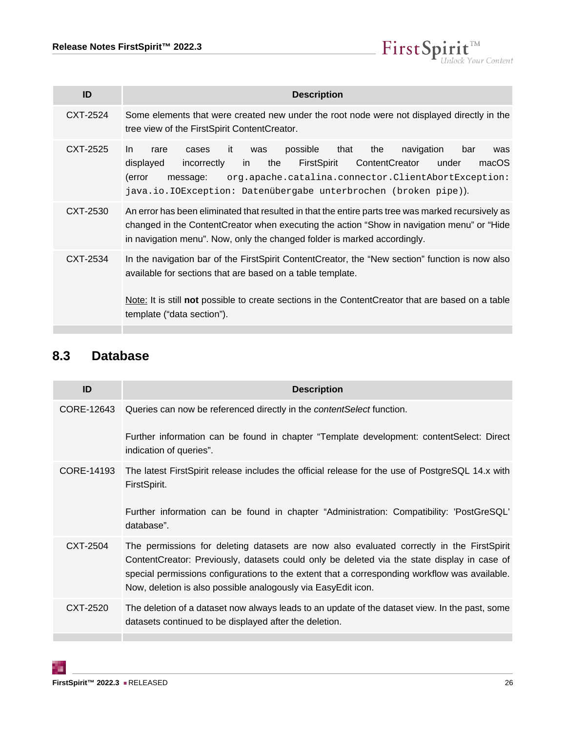| ID | Description |
| --- | --- |
| CXT-2524 | Some elements that were created new under the root node were not displayed directly in the tree view of the FirstSpirit ContentCreator. |
| CXT-2525 | In rare cases it was possible that the navigation bar was displayed incorrectly in the FirstSpirit ContentCreator under macOS (error message: `org.apache.catalina.connector.ClientAbortException: java.io.IOException: Datenübergabe unterbrochen (broken pipe)`). |
| CXT-2530 | An error has been eliminated that resulted in that the entire parts tree was marked recursively as changed in the ContentCreator when executing the action “Show in navigation menu” or “Hide in navigation menu”. Now, only the changed folder is marked accordingly. |
| CXT-2534 | In the navigation bar of the FirstSpirit ContentCreator, the “New section” function is now also available for sections that are based on a table template.<br><br>Note: It is still **not** possible to create sections in the ContentCreator that are based on a table template (“data section”). |

## 8.3 Database

| ID | Description |
| --- | --- |
| CORE-12643 | Queries can now be referenced directly in the *contentSelect* function.<br><br>Further information can be found in chapter “Template development: contentSelect: Direct indication of queries”. |
| CORE-14193 | The latest FirstSpirit release includes the official release for the use of PostgreSQL 14.x with FirstSpirit.<br><br>Further information can be found in chapter “Administration: Compatibility: 'PostGreSQL' database”. |
| CXT-2504 | The permissions for deleting datasets are now also evaluated correctly in the FirstSpirit ContentCreator: Previously, datasets could only be deleted via the state display in case of special permissions configurations to the extent that a corresponding workflow was available. Now, deletion is also possible analogously via EasyEdit icon. |
| CXT-2520 | The deletion of a dataset now always leads to an update of the dataset view. In the past, some datasets continued to be displayed after the deletion. |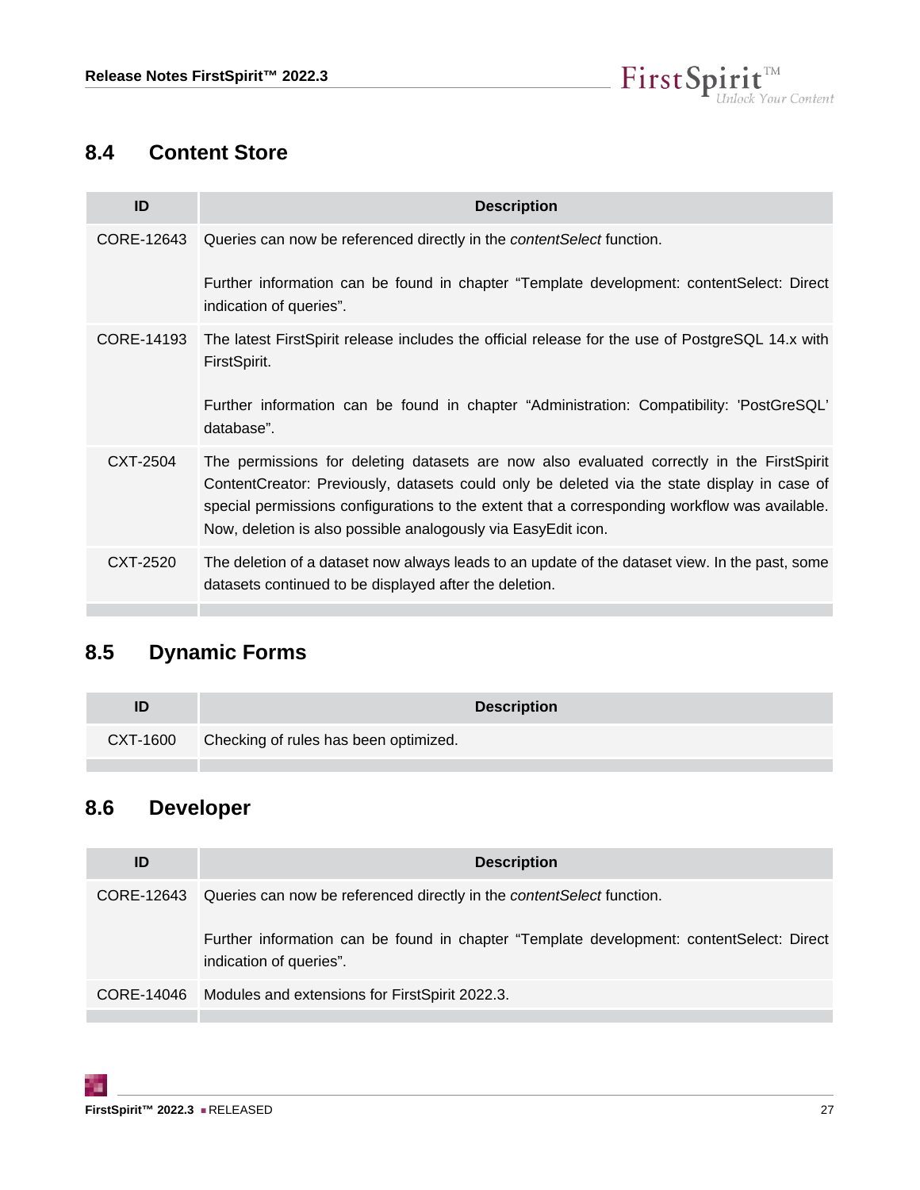## 8.4 Content Store

| ID | Description |
| --- | --- |
| CORE-12643 | Queries can now be referenced directly in the *contentSelect* function.<br><br>Further information can be found in chapter "Template development: contentSelect: Direct indication of queries". |
| CORE-14193 | The latest FirstSpirit release includes the official release for the use of PostgreSQL 14.x with FirstSpirit.<br><br>Further information can be found in chapter "Administration: Compatibility: 'PostGreSQL' database". |
| CXT-2504 | The permissions for deleting datasets are now also evaluated correctly in the FirstSpirit ContentCreator: Previously, datasets could only be deleted via the state display in case of special permissions configurations to the extent that a corresponding workflow was available. Now, deletion is also possible analogously via EasyEdit icon. |
| CXT-2520 | The deletion of a dataset now always leads to an update of the dataset view. In the past, some datasets continued to be displayed after the deletion. |

## 8.5 Dynamic Forms

| ID | Description |
| --- | --- |
| CXT-1600 | Checking of rules has been optimized. |

## 8.6 Developer

| ID | Description |
| --- | --- |
| CORE-12643 | Queries can now be referenced directly in the *contentSelect* function.<br><br>Further information can be found in chapter "Template development: contentSelect: Direct indication of queries". |
| CORE-14046 | Modules and extensions for FirstSpirit 2022.3. |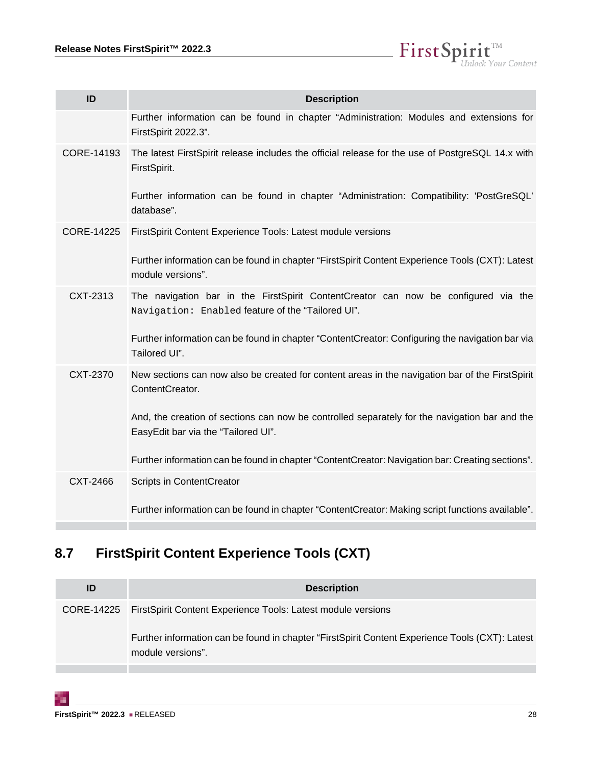| ID | Description |
|---|---|
| | Further information can be found in chapter “Administration: Modules and extensions for FirstSpirit 2022.3”. |
| CORE-14193 | The latest FirstSpirit release includes the official release for the use of PostgreSQL 14.x with FirstSpirit.<br><br>Further information can be found in chapter “Administration: Compatibility: 'PostGreSQL' database”. |
| CORE-14225 | FirstSpirit Content Experience Tools: Latest module versions<br><br>Further information can be found in chapter “FirstSpirit Content Experience Tools (CXT): Latest module versions”. |
| CXT-2313 | The navigation bar in the FirstSpirit ContentCreator can now be configured via the `Navigation: Enabled` feature of the “Tailored UI”.<br><br>Further information can be found in chapter “ContentCreator: Configuring the navigation bar via Tailored UI”. |
| CXT-2370 | New sections can now also be created for content areas in the navigation bar of the FirstSpirit ContentCreator.<br><br>And, the creation of sections can now be controlled separately for the navigation bar and the EasyEdit bar via the “Tailored UI”.<br><br>Further information can be found in chapter “ContentCreator: Navigation bar: Creating sections”. |
| CXT-2466 | Scripts in ContentCreator<br><br>Further information can be found in chapter “ContentCreator: Making script functions available”. |

## 8.7 FirstSpirit Content Experience Tools (CXT)

| ID | Description |
|---|---|
| CORE-14225 | FirstSpirit Content Experience Tools: Latest module versions<br><br>Further information can be found in chapter “FirstSpirit Content Experience Tools (CXT): Latest module versions”. |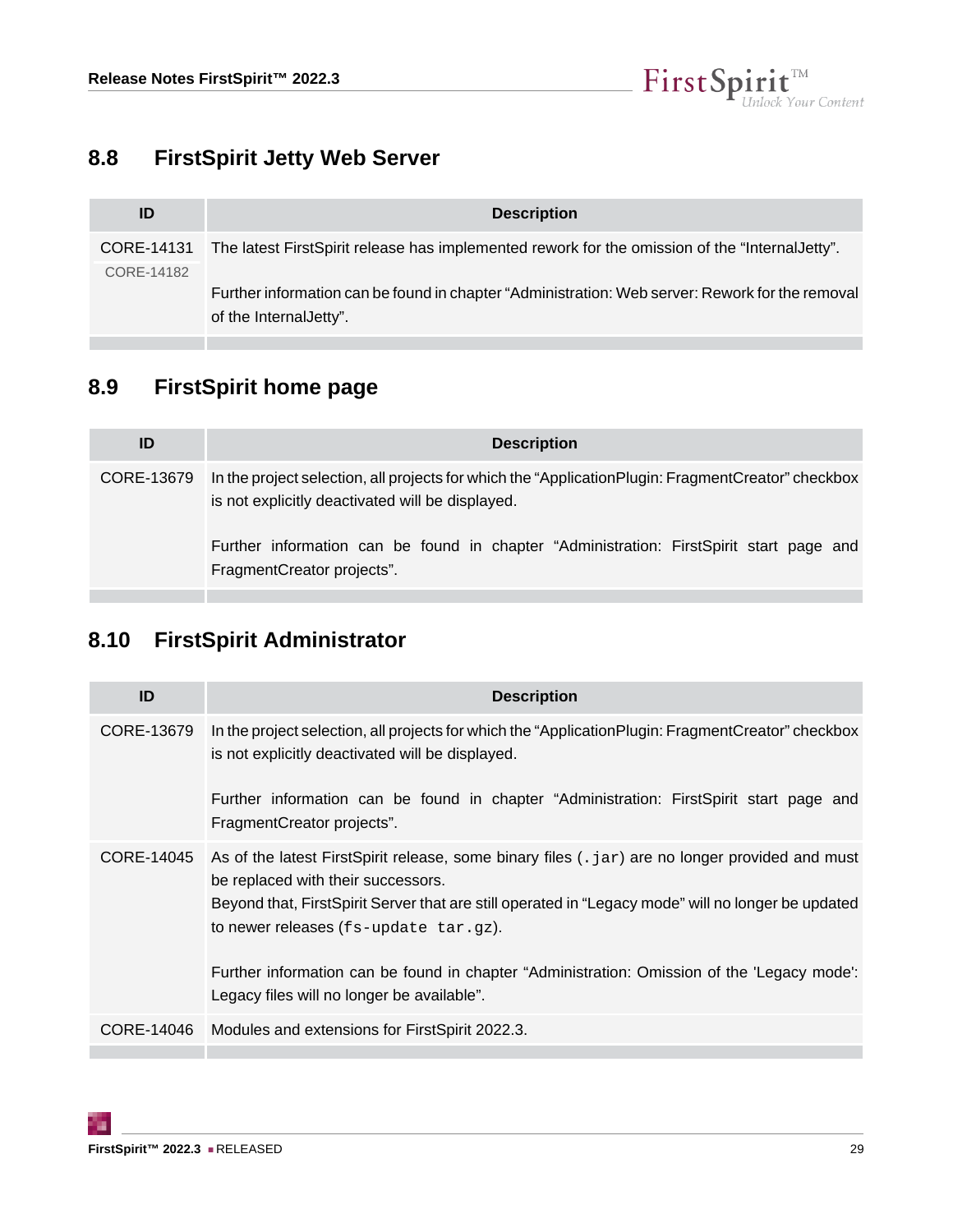## 8.8 FirstSpirit Jetty Web Server

| ID | Description |
| --- | --- |
| CORE-14131<br>CORE-14182 | The latest FirstSpirit release has implemented rework for the omission of the “InternalJetty”.<br><br>Further information can be found in chapter “Administration: Web server: Rework for the removal of the InternalJetty”. |

## 8.9 FirstSpirit home page

| ID | Description |
| --- | --- |
| CORE-13679 | In the project selection, all projects for which the “ApplicationPlugin: FragmentCreator” checkbox is not explicitly deactivated will be displayed.<br><br>Further information can be found in chapter “Administration: FirstSpirit start page and FragmentCreator projects”. |

## 8.10 FirstSpirit Administrator

| ID | Description |
| --- | --- |
| CORE-13679 | In the project selection, all projects for which the “ApplicationPlugin: FragmentCreator” checkbox is not explicitly deactivated will be displayed.<br><br>Further information can be found in chapter “Administration: FirstSpirit start page and FragmentCreator projects”. |
| CORE-14045 | As of the latest FirstSpirit release, some binary files (`.jar`) are no longer provided and must be replaced with their successors.<br>Beyond that, FirstSpirit Server that are still operated in “Legacy mode” will no longer be updated to newer releases (`fs-update tar.gz`).<br><br>Further information can be found in chapter “Administration: Omission of the 'Legacy mode': Legacy files will no longer be available”. |
| CORE-14046 | Modules and extensions for FirstSpirit 2022.3. |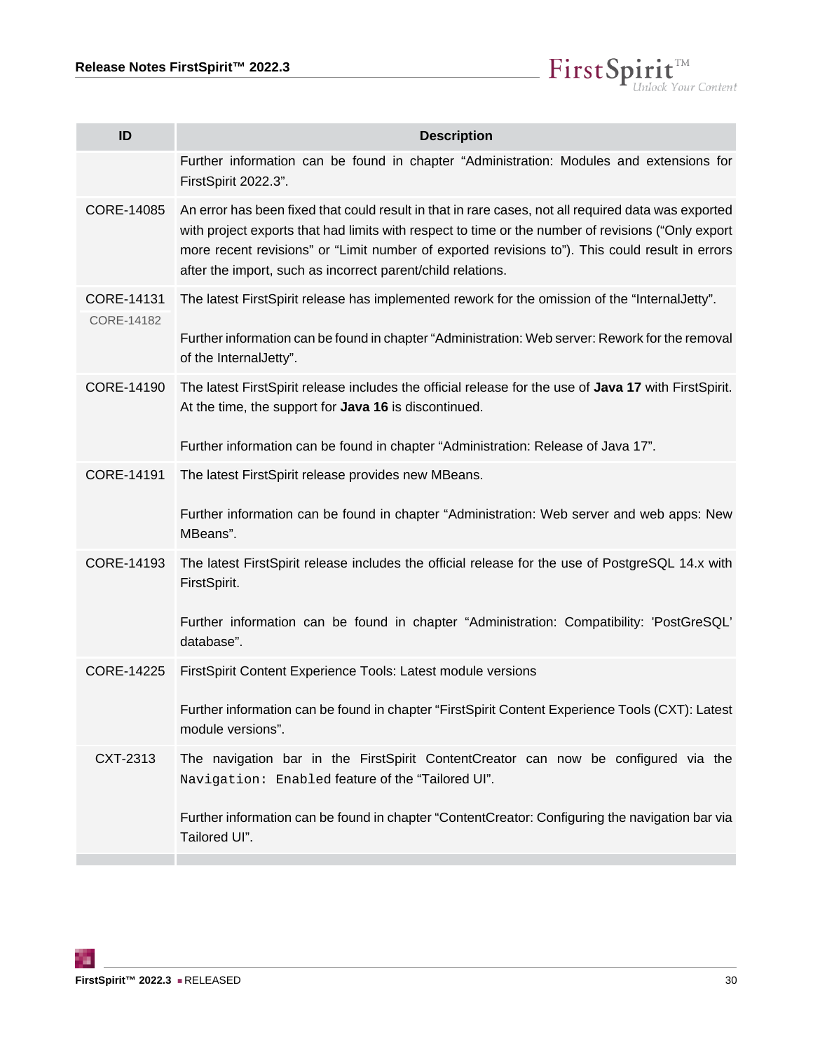| ID | Description |
|---|---|
| | Further information can be found in chapter “Administration: Modules and extensions for FirstSpirit 2022.3”. |
| CORE-14085 | An error has been fixed that could result in that in rare cases, not all required data was exported with project exports that had limits with respect to time or the number of revisions (“Only export more recent revisions” or “Limit number of exported revisions to”). This could result in errors after the import, such as incorrect parent/child relations. |
| CORE-14131<br>CORE-14182 | The latest FirstSpirit release has implemented rework for the omission of the “InternalJetty”.<br><br>Further information can be found in chapter “Administration: Web server: Rework for the removal of the InternalJetty”. |
| CORE-14190 | The latest FirstSpirit release includes the official release for the use of **Java 17** with FirstSpirit. At the time, the support for **Java 16** is discontinued.<br><br>Further information can be found in chapter “Administration: Release of Java 17”. |
| CORE-14191 | The latest FirstSpirit release provides new MBeans.<br><br>Further information can be found in chapter “Administration: Web server and web apps: New MBeans”. |
| CORE-14193 | The latest FirstSpirit release includes the official release for the use of PostgreSQL 14.x with FirstSpirit.<br><br>Further information can be found in chapter “Administration: Compatibility: 'PostGreSQL' database”. |
| CORE-14225 | FirstSpirit Content Experience Tools: Latest module versions<br><br>Further information can be found in chapter “FirstSpirit Content Experience Tools (CXT): Latest module versions”. |
| CXT-2313 | The navigation bar in the FirstSpirit ContentCreator can now be configured via the `Navigation: Enabled` feature of the “Tailored UI”.<br><br>Further information can be found in chapter “ContentCreator: Configuring the navigation bar via Tailored UI”. |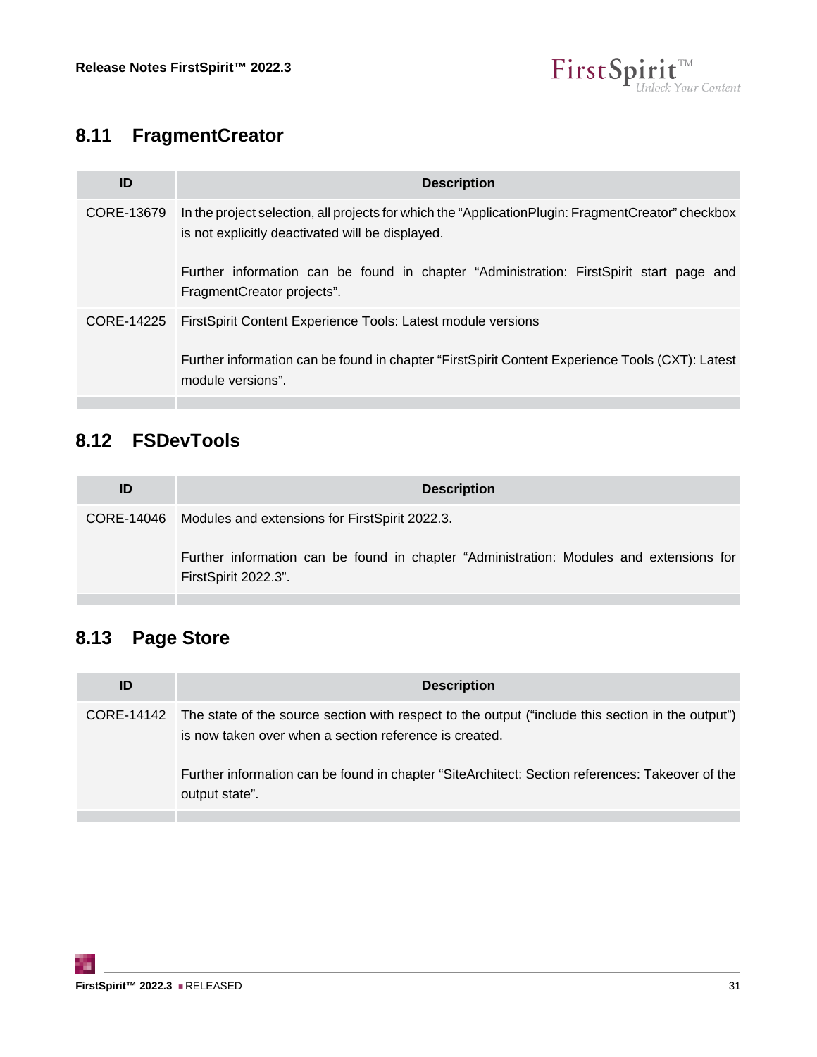## 8.11 FragmentCreator

| ID | Description |
|---|---|
| CORE-13679 | In the project selection, all projects for which the “ApplicationPlugin: FragmentCreator” checkbox is not explicitly deactivated will be displayed.<br><br>Further information can be found in chapter “Administration: FirstSpirit start page and FragmentCreator projects”. |
| CORE-14225 | FirstSpirit Content Experience Tools: Latest module versions<br><br>Further information can be found in chapter “FirstSpirit Content Experience Tools (CXT): Latest module versions”. |

## 8.12 FSDevTools

| ID | Description |
|---|---|
| CORE-14046 | Modules and extensions for FirstSpirit 2022.3.<br><br>Further information can be found in chapter “Administration: Modules and extensions for FirstSpirit 2022.3”. |

## 8.13 Page Store

| ID | Description |
|---|---|
| CORE-14142 | The state of the source section with respect to the output (“include this section in the output”) is now taken over when a section reference is created.<br><br>Further information can be found in chapter “SiteArchitect: Section references: Takeover of the output state”. |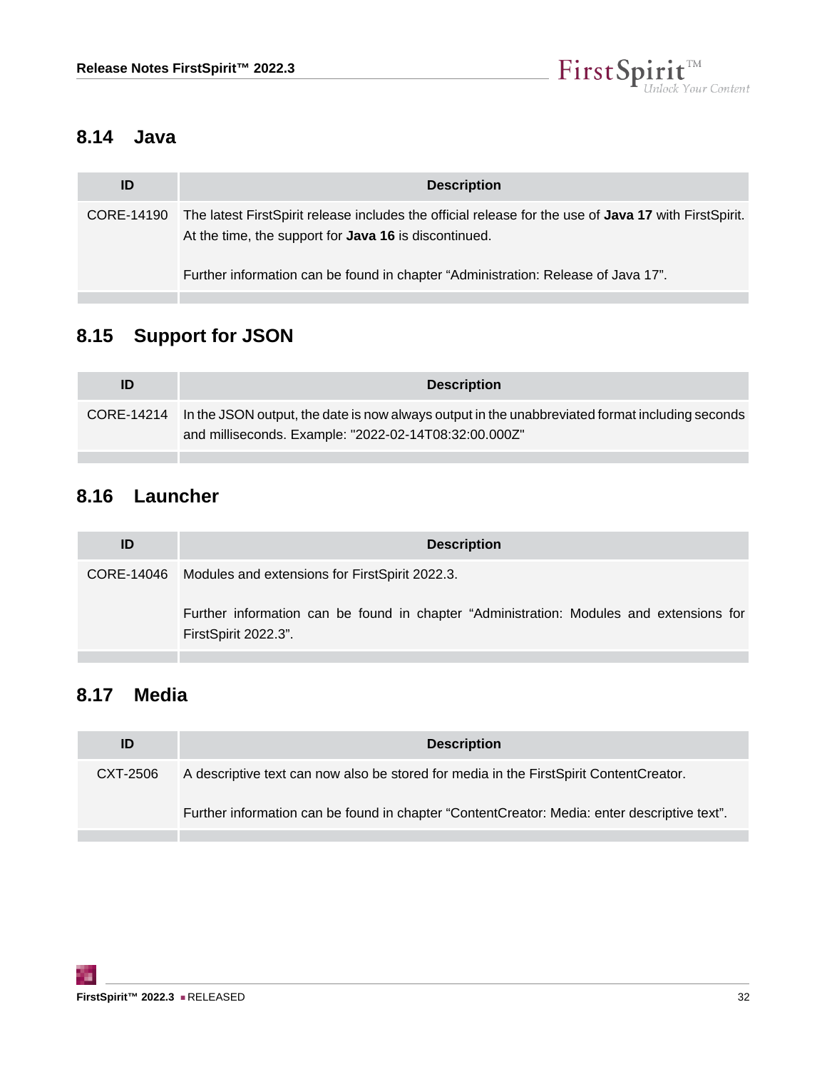## 8.14 Java

| ID | Description |
| --- | --- |
| CORE-14190 | The latest FirstSpirit release includes the official release for the use of **Java 17** with FirstSpirit. At the time, the support for **Java 16** is discontinued.<br><br>Further information can be found in chapter "Administration: Release of Java 17". |

## 8.15 Support for JSON

| ID | Description |
| --- | --- |
| CORE-14214 | In the JSON output, the date is now always output in the unabbreviated format including seconds and milliseconds. Example: "2022-02-14T08:32:00.000Z" |

## 8.16 Launcher

| ID | Description |
| --- | --- |
| CORE-14046 | Modules and extensions for FirstSpirit 2022.3.<br><br>Further information can be found in chapter "Administration: Modules and extensions for FirstSpirit 2022.3". |

## 8.17 Media

| ID | Description |
| --- | --- |
| CXT-2506 | A descriptive text can now also be stored for media in the FirstSpirit ContentCreator.<br><br>Further information can be found in chapter "ContentCreator: Media: enter descriptive text". |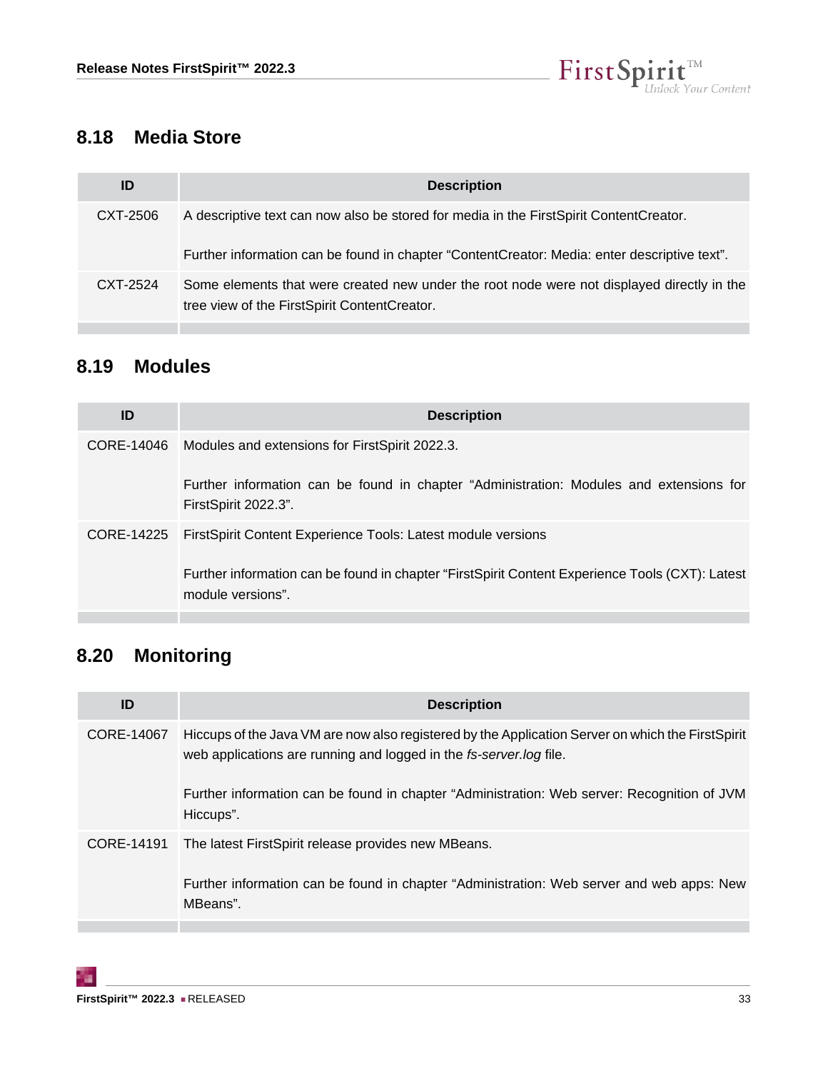## 8.18 Media Store

| ID | Description |
|---|---|
| CXT-2506 | A descriptive text can now also be stored for media in the FirstSpirit ContentCreator.<br><br>Further information can be found in chapter “ContentCreator: Media: enter descriptive text”. |
| CXT-2524 | Some elements that were created new under the root node were not displayed directly in the tree view of the FirstSpirit ContentCreator. |

## 8.19 Modules

| ID | Description |
|---|---|
| CORE-14046 | Modules and extensions for FirstSpirit 2022.3.<br><br>Further information can be found in chapter “Administration: Modules and extensions for FirstSpirit 2022.3”. |
| CORE-14225 | FirstSpirit Content Experience Tools: Latest module versions<br><br>Further information can be found in chapter “FirstSpirit Content Experience Tools (CXT): Latest module versions”. |

## 8.20 Monitoring

| ID | Description |
|---|---|
| CORE-14067 | Hiccups of the Java VM are now also registered by the Application Server on which the FirstSpirit web applications are running and logged in the *fs-server.log* file.<br><br>Further information can be found in chapter “Administration: Web server: Recognition of JVM Hiccups”. |
| CORE-14191 | The latest FirstSpirit release provides new MBeans.<br><br>Further information can be found in chapter “Administration: Web server and web apps: New MBeans”. |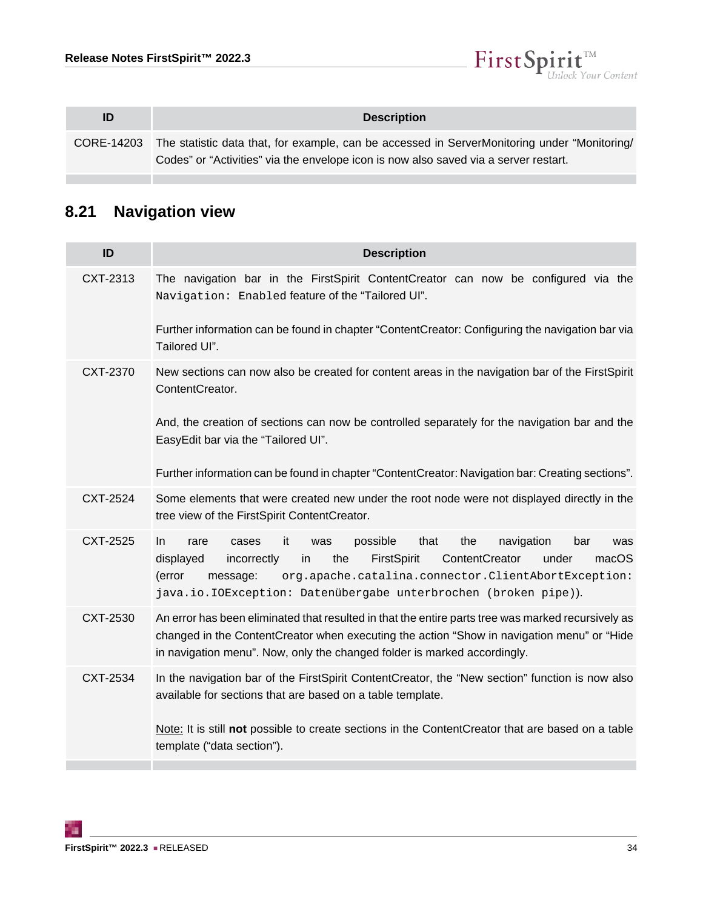| ID | Description |
|---|---|
| CORE-14203 | The statistic data that, for example, can be accessed in ServerMonitoring under “Monitoring/ Codes” or “Activities” via the envelope icon is now also saved via a server restart. |

## 8.21 Navigation view

| ID | Description |
|---|---|
| CXT-2313 | The navigation bar in the FirstSpirit ContentCreator can now be configured via the `Navigation: Enabled` feature of the “Tailored UI”.<br><br>Further information can be found in chapter “ContentCreator: Configuring the navigation bar via Tailored UI”. |
| CXT-2370 | New sections can now also be created for content areas in the navigation bar of the FirstSpirit ContentCreator.<br><br>And, the creation of sections can now be controlled separately for the navigation bar and the EasyEdit bar via the “Tailored UI”.<br><br>Further information can be found in chapter “ContentCreator: Navigation bar: Creating sections”. |
| CXT-2524 | Some elements that were created new under the root node were not displayed directly in the tree view of the FirstSpirit ContentCreator. |
| CXT-2525 | In rare cases it was possible that the navigation bar was displayed incorrectly in the FirstSpirit ContentCreator under macOS (error message: `org.apache.catalina.connector.ClientAbortException: java.io.IOException: Datenübergabe unterbrochen (broken pipe)`). |
| CXT-2530 | An error has been eliminated that resulted in that the entire parts tree was marked recursively as changed in the ContentCreator when executing the action “Show in navigation menu” or “Hide in navigation menu”. Now, only the changed folder is marked accordingly. |
| CXT-2534 | In the navigation bar of the FirstSpirit ContentCreator, the “New section” function is now also available for sections that are based on a table template.<br><br><u>Note:</u> It is still **not** possible to create sections in the ContentCreator that are based on a table template (“data section”). |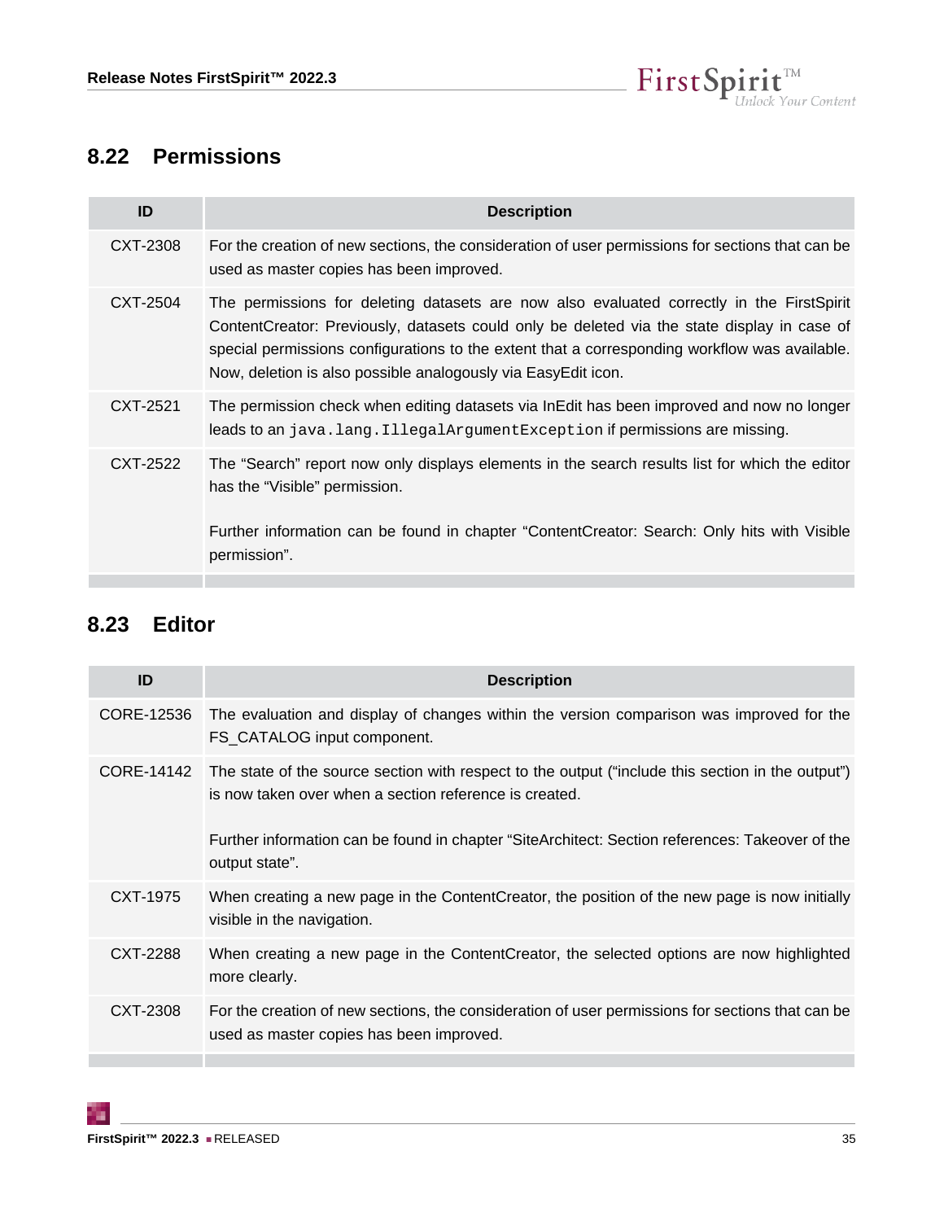## 8.22 Permissions

| ID | Description |
| --- | --- |
| CXT-2308 | For the creation of new sections, the consideration of user permissions for sections that can be used as master copies has been improved. |
| CXT-2504 | The permissions for deleting datasets are now also evaluated correctly in the FirstSpirit ContentCreator: Previously, datasets could only be deleted via the state display in case of special permissions configurations to the extent that a corresponding workflow was available. Now, deletion is also possible analogously via EasyEdit icon. |
| CXT-2521 | The permission check when editing datasets via InEdit has been improved and now no longer leads to an `java.lang.IllegalArgumentException` if permissions are missing. |
| CXT-2522 | The “Search” report now only displays elements in the search results list for which the editor has the “Visible” permission.<br><br>Further information can be found in chapter “ContentCreator: Search: Only hits with Visible permission”. |

## 8.23 Editor

| ID | Description |
| --- | --- |
| CORE-12536 | The evaluation and display of changes within the version comparison was improved for the FS_CATALOG input component. |
| CORE-14142 | The state of the source section with respect to the output (“include this section in the output”) is now taken over when a section reference is created.<br><br>Further information can be found in chapter “SiteArchitect: Section references: Takeover of the output state”. |
| CXT-1975 | When creating a new page in the ContentCreator, the position of the new page is now initially visible in the navigation. |
| CXT-2288 | When creating a new page in the ContentCreator, the selected options are now highlighted more clearly. |
| CXT-2308 | For the creation of new sections, the consideration of user permissions for sections that can be used as master copies has been improved. |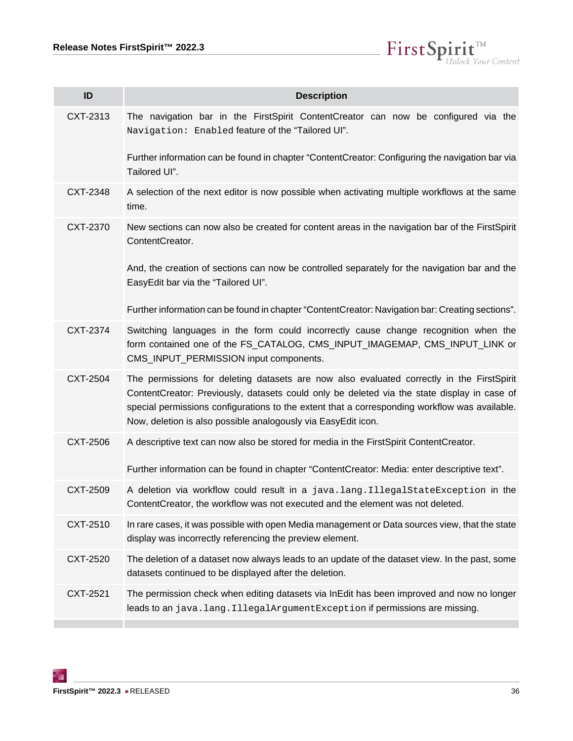| ID | Description |
|---|---|
| CXT-2313 | The navigation bar in the FirstSpirit ContentCreator can now be configured via the `Navigation: Enabled` feature of the “Tailored UI”.<br><br>Further information can be found in chapter “ContentCreator: Configuring the navigation bar via Tailored UI”. |
| CXT-2348 | A selection of the next editor is now possible when activating multiple workflows at the same time. |
| CXT-2370 | New sections can now also be created for content areas in the navigation bar of the FirstSpirit ContentCreator.<br><br>And, the creation of sections can now be controlled separately for the navigation bar and the EasyEdit bar via the “Tailored UI”.<br><br>Further information can be found in chapter “ContentCreator: Navigation bar: Creating sections”. |
| CXT-2374 | Switching languages in the form could incorrectly cause change recognition when the form contained one of the FS_CATALOG, CMS_INPUT_IMAGEMAP, CMS_INPUT_LINK or CMS_INPUT_PERMISSION input components. |
| CXT-2504 | The permissions for deleting datasets are now also evaluated correctly in the FirstSpirit ContentCreator: Previously, datasets could only be deleted via the state display in case of special permissions configurations to the extent that a corresponding workflow was available. Now, deletion is also possible analogously via EasyEdit icon. |
| CXT-2506 | A descriptive text can now also be stored for media in the FirstSpirit ContentCreator.<br><br>Further information can be found in chapter “ContentCreator: Media: enter descriptive text”. |
| CXT-2509 | A deletion via workflow could result in a `java.lang.IllegalStateException` in the ContentCreator, the workflow was not executed and the element was not deleted. |
| CXT-2510 | In rare cases, it was possible with open Media management or Data sources view, that the state display was incorrectly referencing the preview element. |
| CXT-2520 | The deletion of a dataset now always leads to an update of the dataset view. In the past, some datasets continued to be displayed after the deletion. |
| CXT-2521 | The permission check when editing datasets via InEdit has been improved and now no longer leads to an `java.lang.IllegalArgumentException` if permissions are missing. |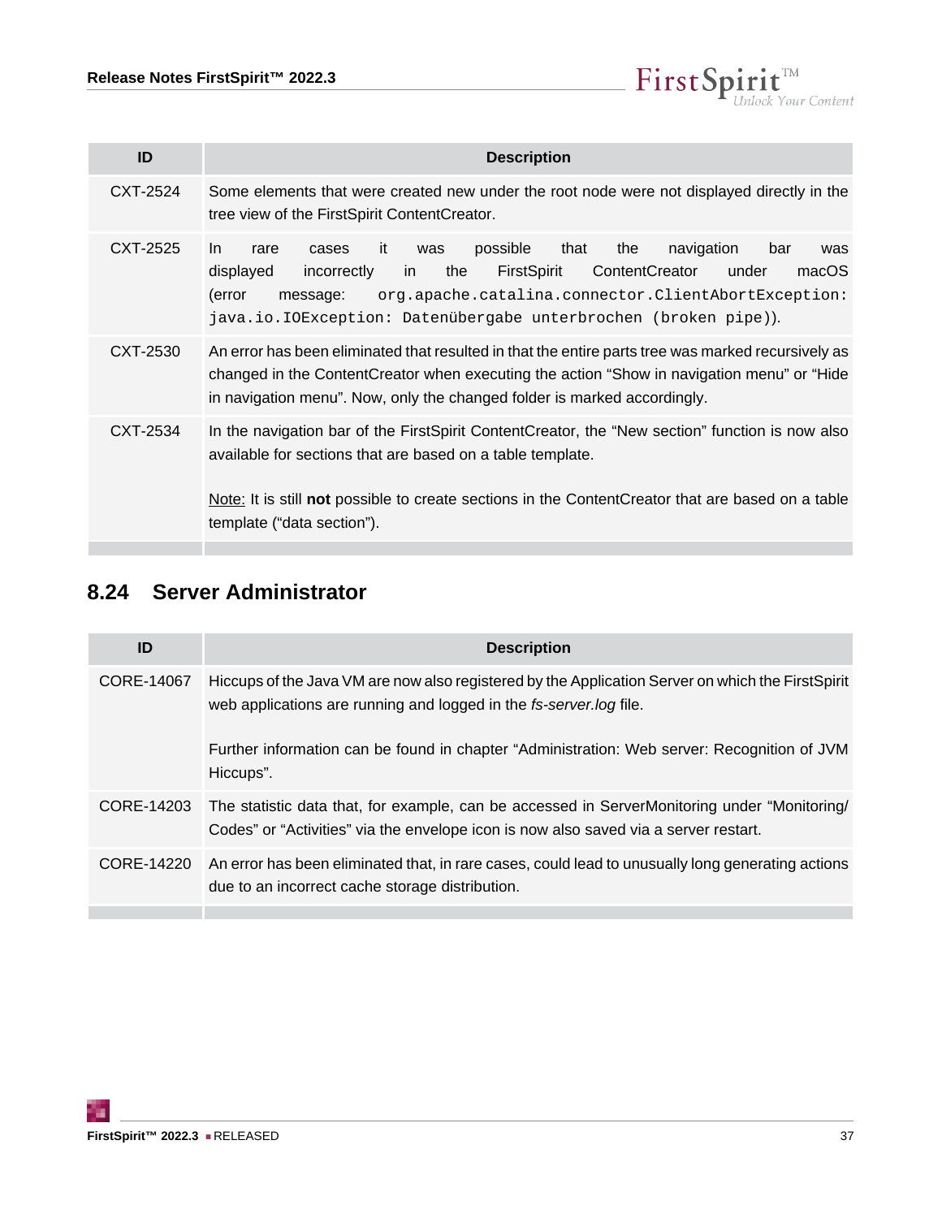| ID | Description |
| --- | --- |
| CXT-2524 | Some elements that were created new under the root node were not displayed directly in the tree view of the FirstSpirit ContentCreator. |
| CXT-2525 | In rare cases it was possible that the navigation bar was displayed incorrectly in the FirstSpirit ContentCreator under macOS (error message: `org.apache.catalina.connector.ClientAbortException: java.io.IOException: Datenübergabe unterbrochen (broken pipe)`). |
| CXT-2530 | An error has been eliminated that resulted in that the entire parts tree was marked recursively as changed in the ContentCreator when executing the action "Show in navigation menu" or "Hide in navigation menu". Now, only the changed folder is marked accordingly. |
| CXT-2534 | In the navigation bar of the FirstSpirit ContentCreator, the "New section" function is now also available for sections that are based on a table template.<br><br>Note: It is still **not** possible to create sections in the ContentCreator that are based on a table template ("data section"). |

## 8.24 Server Administrator

| ID | Description |
| --- | --- |
| CORE-14067 | Hiccups of the Java VM are now also registered by the Application Server on which the FirstSpirit web applications are running and logged in the *fs-server.log* file.<br><br>Further information can be found in chapter "Administration: Web server: Recognition of JVM Hiccups". |
| CORE-14203 | The statistic data that, for example, can be accessed in ServerMonitoring under "Monitoring/ Codes" or "Activities" via the envelope icon is now also saved via a server restart. |
| CORE-14220 | An error has been eliminated that, in rare cases, could lead to unusually long generating actions due to an incorrect cache storage distribution. |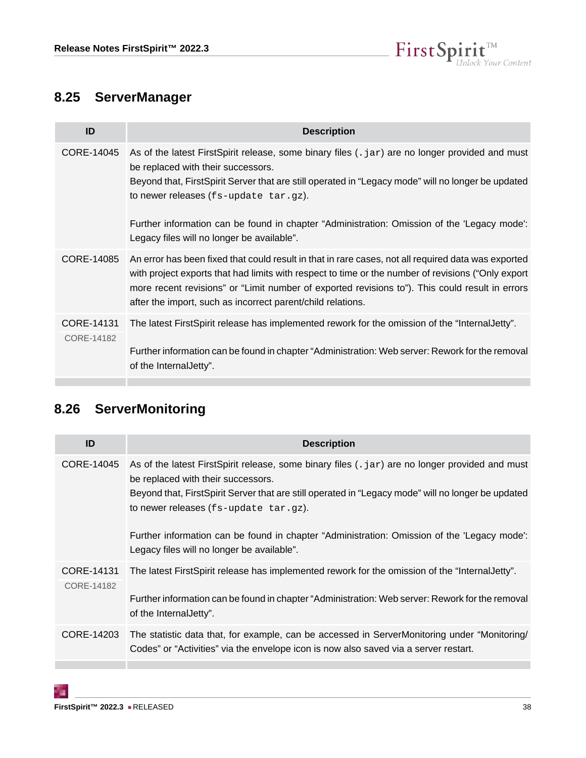## 8.25 ServerManager

| ID | Description |
|---|---|
| CORE-14045 | As of the latest FirstSpirit release, some binary files (`.jar`) are no longer provided and must be replaced with their successors.<br>Beyond that, FirstSpirit Server that are still operated in “Legacy mode” will no longer be updated to newer releases (`fs-update tar.gz`).<br><br>Further information can be found in chapter “Administration: Omission of the 'Legacy mode': Legacy files will no longer be available”. |
| CORE-14085 | An error has been fixed that could result in that in rare cases, not all required data was exported with project exports that had limits with respect to time or the number of revisions (“Only export more recent revisions” or “Limit number of exported revisions to”). This could result in errors after the import, such as incorrect parent/child relations. |
| CORE-14131<br>CORE-14182 | The latest FirstSpirit release has implemented rework for the omission of the “InternalJetty”.<br><br>Further information can be found in chapter “Administration: Web server: Rework for the removal of the InternalJetty”. |

## 8.26 ServerMonitoring

| ID | Description |
|---|---|
| CORE-14045 | As of the latest FirstSpirit release, some binary files (`.jar`) are no longer provided and must be replaced with their successors.<br>Beyond that, FirstSpirit Server that are still operated in “Legacy mode” will no longer be updated to newer releases (`fs-update tar.gz`).<br><br>Further information can be found in chapter “Administration: Omission of the 'Legacy mode': Legacy files will no longer be available”. |
| CORE-14131<br>CORE-14182 | The latest FirstSpirit release has implemented rework for the omission of the “InternalJetty”.<br><br>Further information can be found in chapter “Administration: Web server: Rework for the removal of the InternalJetty”. |
| CORE-14203 | The statistic data that, for example, can be accessed in ServerMonitoring under “Monitoring/ Codes” or “Activities” via the envelope icon is now also saved via a server restart. |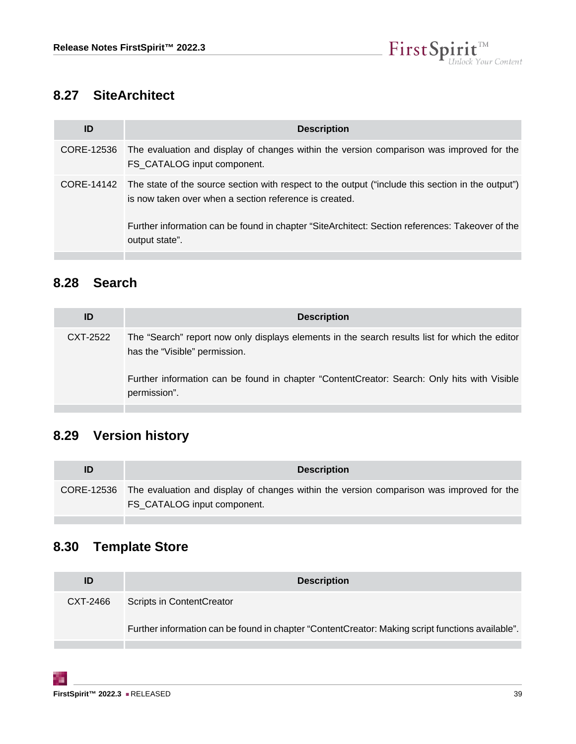## 8.27 SiteArchitect

| ID | Description |
| --- | --- |
| CORE-12536 | The evaluation and display of changes within the version comparison was improved for the FS_CATALOG input component. |
| CORE-14142 | The state of the source section with respect to the output (“include this section in the output”) is now taken over when a section reference is created.<br><br>Further information can be found in chapter “SiteArchitect: Section references: Takeover of the output state”. |

## 8.28 Search

| ID | Description |
| --- | --- |
| CXT-2522 | The “Search” report now only displays elements in the search results list for which the editor has the “Visible” permission.<br><br>Further information can be found in chapter “ContentCreator: Search: Only hits with Visible permission”. |

## 8.29 Version history

| ID | Description |
| --- | --- |
| CORE-12536 | The evaluation and display of changes within the version comparison was improved for the FS_CATALOG input component. |

## 8.30 Template Store

| ID | Description |
| --- | --- |
| CXT-2466 | Scripts in ContentCreator<br><br>Further information can be found in chapter “ContentCreator: Making script functions available”. |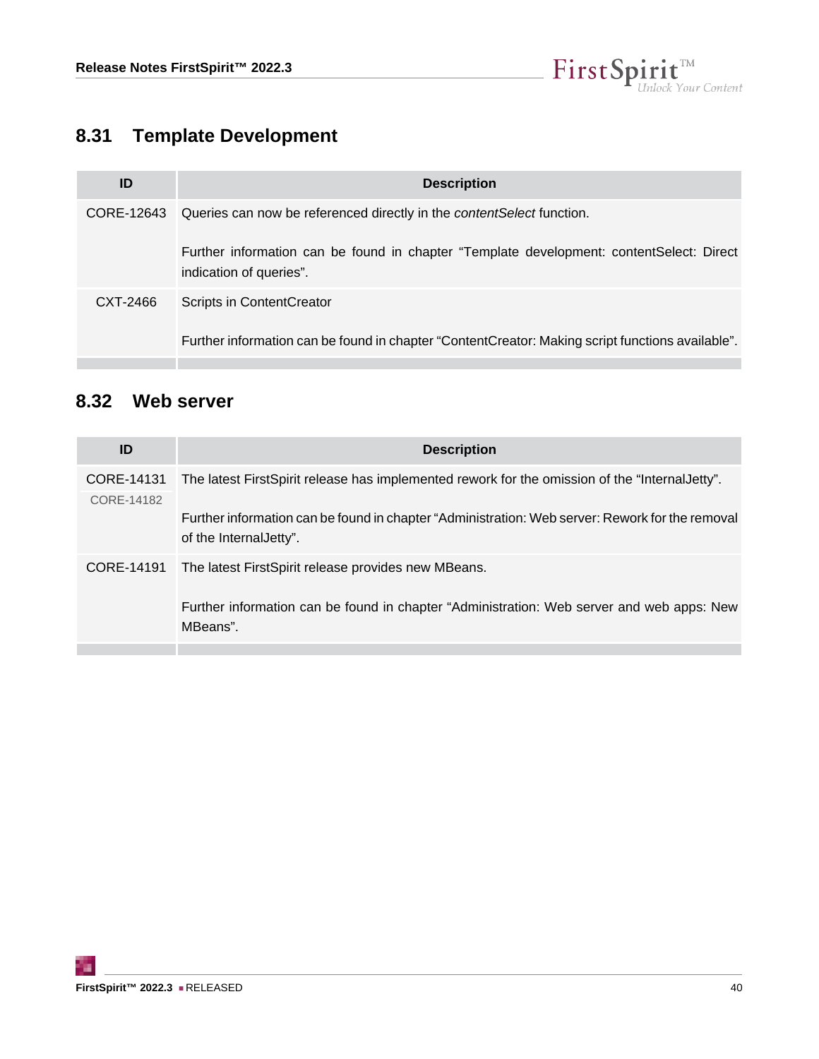## 8.31 Template Development

| ID | Description |
|---|---|
| CORE-12643 | Queries can now be referenced directly in the *contentSelect* function.<br><br>Further information can be found in chapter "Template development: contentSelect: Direct indication of queries". |
| CXT-2466 | Scripts in ContentCreator<br><br>Further information can be found in chapter "ContentCreator: Making script functions available". |

## 8.32 Web server

| ID | Description |
|---|---|
| CORE-14131<br>CORE-14182 | The latest FirstSpirit release has implemented rework for the omission of the "InternalJetty".<br><br>Further information can be found in chapter "Administration: Web server: Rework for the removal of the InternalJetty". |
| CORE-14191 | The latest FirstSpirit release provides new MBeans.<br><br>Further information can be found in chapter "Administration: Web server and web apps: New MBeans". |